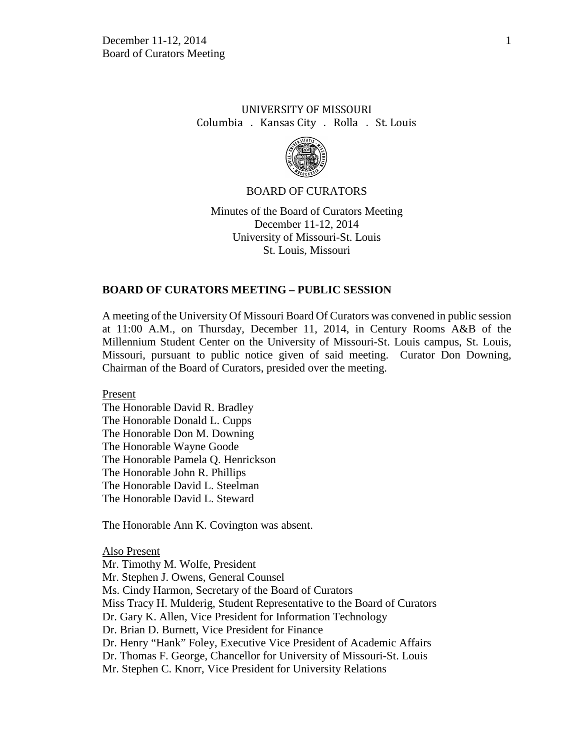UNIVERSITY OF MISSOURI
Columbia . Kansas City . Rolla . St. Louis

BOARD OF CURATORS

Minutes of the Board of Curators Meeting
December 11-12, 2014
University of Missouri-St. Louis
St. Louis, Missouri

## BOARD OF CURATORS MEETING – PUBLIC SESSION

A meeting of the University Of Missouri Board Of Curators was convened in public session at 11:00 A.M., on Thursday, December 11, 2014, in Century Rooms A&B of the Millennium Student Center on the University of Missouri-St. Louis campus, St. Louis, Missouri, pursuant to public notice given of said meeting. Curator Don Downing, Chairman of the Board of Curators, presided over the meeting.

Present
The Honorable David R. Bradley
The Honorable Donald L. Cupps
The Honorable Don M. Downing
The Honorable Wayne Goode
The Honorable Pamela Q. Henrickson
The Honorable John R. Phillips
The Honorable David L. Steelman
The Honorable David L. Steward

The Honorable Ann K. Covington was absent.

Also Present
Mr. Timothy M. Wolfe, President
Mr. Stephen J. Owens, General Counsel
Ms. Cindy Harmon, Secretary of the Board of Curators
Miss Tracy H. Mulderig, Student Representative to the Board of Curators
Dr. Gary K. Allen, Vice President for Information Technology
Dr. Brian D. Burnett, Vice President for Finance
Dr. Henry "Hank" Foley, Executive Vice President of Academic Affairs
Dr. Thomas F. George, Chancellor for University of Missouri-St. Louis
Mr. Stephen C. Knorr, Vice President for University Relations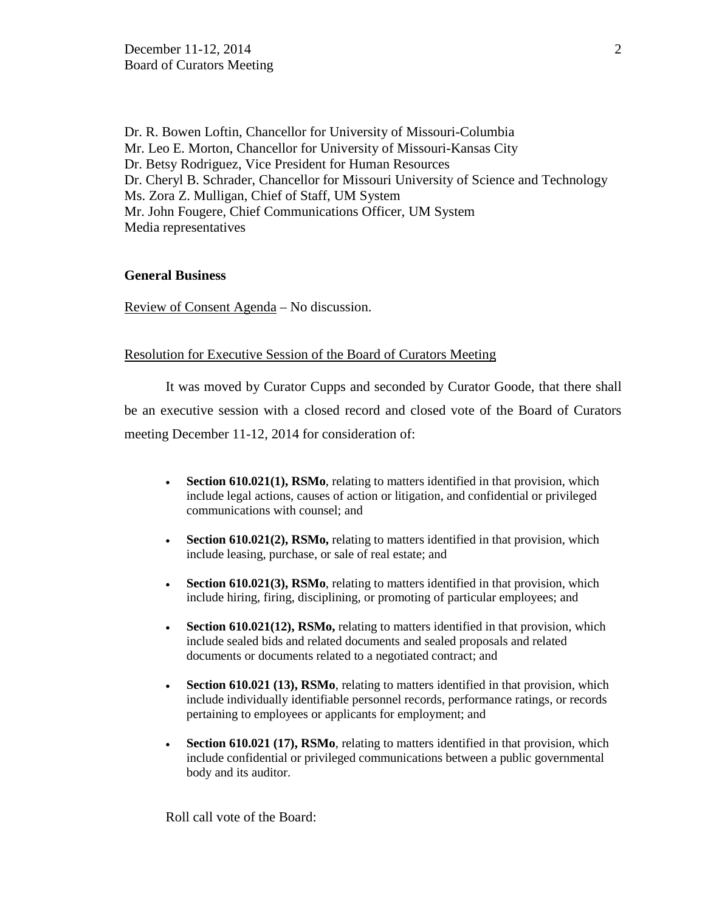Dr. R. Bowen Loftin, Chancellor for University of Missouri-Columbia
Mr. Leo E. Morton, Chancellor for University of Missouri-Kansas City
Dr. Betsy Rodriguez, Vice President for Human Resources
Dr. Cheryl B. Schrader, Chancellor for Missouri University of Science and Technology
Ms. Zora Z. Mulligan, Chief of Staff, UM System
Mr. John Fougere, Chief Communications Officer, UM System
Media representatives

**General Business**

Review of Consent Agenda – No discussion.

Resolution for Executive Session of the Board of Curators Meeting

It was moved by Curator Cupps and seconded by Curator Goode, that there shall be an executive session with a closed record and closed vote of the Board of Curators meeting December 11-12, 2014 for consideration of:

- **Section 610.021(1), RSMo**, relating to matters identified in that provision, which include legal actions, causes of action or litigation, and confidential or privileged communications with counsel; and
- **Section 610.021(2), RSMo,** relating to matters identified in that provision, which include leasing, purchase, or sale of real estate; and
- **Section 610.021(3), RSMo**, relating to matters identified in that provision, which include hiring, firing, disciplining, or promoting of particular employees; and
- **Section 610.021(12), RSMo,** relating to matters identified in that provision, which include sealed bids and related documents and sealed proposals and related documents or documents related to a negotiated contract; and
- **Section 610.021 (13), RSMo**, relating to matters identified in that provision, which include individually identifiable personnel records, performance ratings, or records pertaining to employees or applicants for employment; and
- **Section 610.021 (17), RSMo**, relating to matters identified in that provision, which include confidential or privileged communications between a public governmental body and its auditor.

Roll call vote of the Board: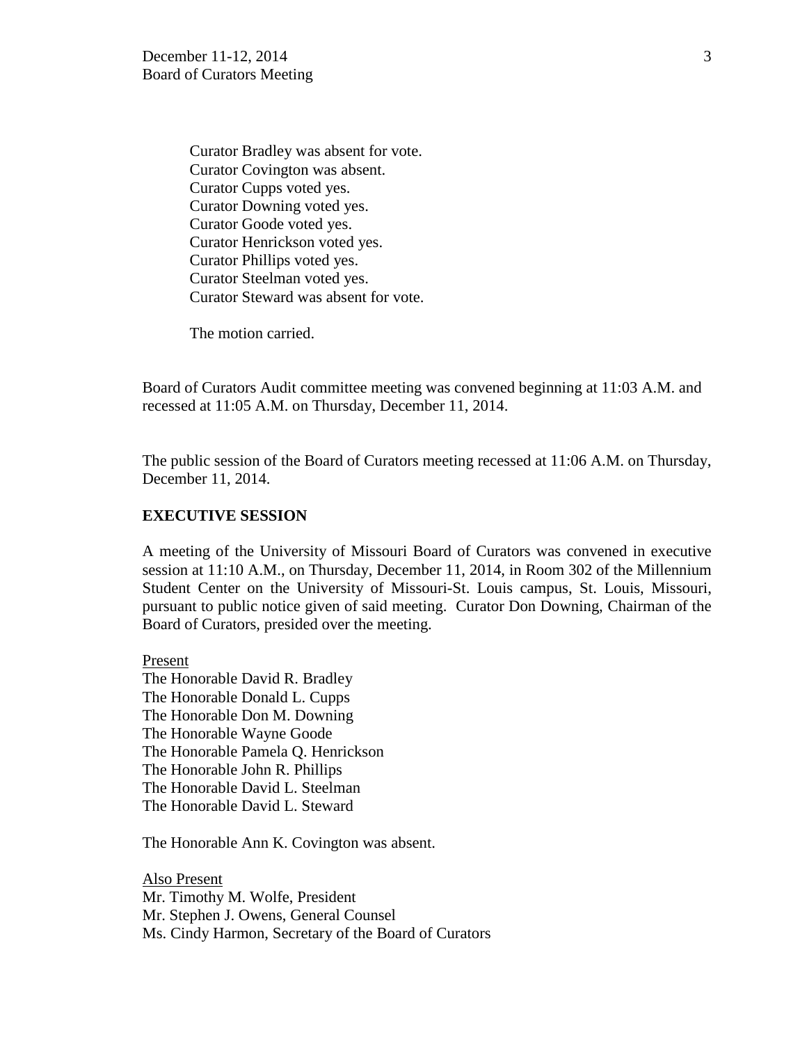Curator Bradley was absent for vote.
Curator Covington was absent.
Curator Cupps voted yes.
Curator Downing voted yes.
Curator Goode voted yes.
Curator Henrickson voted yes.
Curator Phillips voted yes.
Curator Steelman voted yes.
Curator Steward was absent for vote.

The motion carried.

Board of Curators Audit committee meeting was convened beginning at 11:03 A.M. and recessed at 11:05 A.M. on Thursday, December 11, 2014.

The public session of the Board of Curators meeting recessed at 11:06 A.M. on Thursday, December 11, 2014.

**EXECUTIVE SESSION**

A meeting of the University of Missouri Board of Curators was convened in executive session at 11:10 A.M., on Thursday, December 11, 2014, in Room 302 of the Millennium Student Center on the University of Missouri-St. Louis campus, St. Louis, Missouri, pursuant to public notice given of said meeting. Curator Don Downing, Chairman of the Board of Curators, presided over the meeting.

Present
The Honorable David R. Bradley
The Honorable Donald L. Cupps
The Honorable Don M. Downing
The Honorable Wayne Goode
The Honorable Pamela Q. Henrickson
The Honorable John R. Phillips
The Honorable David L. Steelman
The Honorable David L. Steward

The Honorable Ann K. Covington was absent.

Also Present
Mr. Timothy M. Wolfe, President
Mr. Stephen J. Owens, General Counsel
Ms. Cindy Harmon, Secretary of the Board of Curators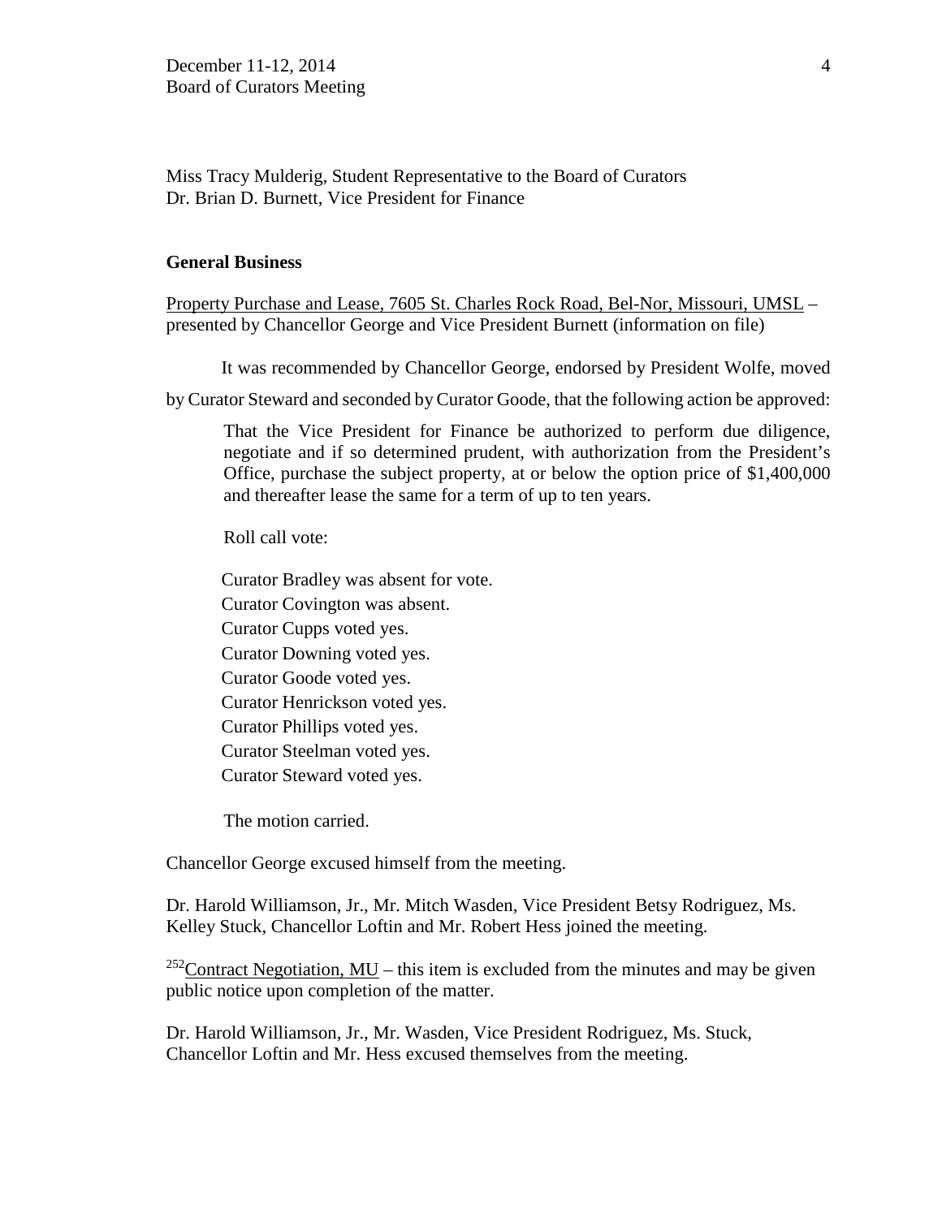Miss Tracy Mulderig, Student Representative to the Board of Curators
Dr. Brian D. Burnett, Vice President for Finance

**General Business**

Property Purchase and Lease, 7605 St. Charles Rock Road, Bel-Nor, Missouri, UMSL – presented by Chancellor George and Vice President Burnett (information on file)

It was recommended by Chancellor George, endorsed by President Wolfe, moved by Curator Steward and seconded by Curator Goode, that the following action be approved:

> That the Vice President for Finance be authorized to perform due diligence, negotiate and if so determined prudent, with authorization from the President's Office, purchase the subject property, at or below the option price of $1,400,000 and thereafter lease the same for a term of up to ten years.

Roll call vote:

Curator Bradley was absent for vote.
Curator Covington was absent.
Curator Cupps voted yes.
Curator Downing voted yes.
Curator Goode voted yes.
Curator Henrickson voted yes.
Curator Phillips voted yes.
Curator Steelman voted yes.
Curator Steward voted yes.

The motion carried.

Chancellor George excused himself from the meeting.

Dr. Harold Williamson, Jr., Mr. Mitch Wasden, Vice President Betsy Rodriguez, Ms. Kelley Stuck, Chancellor Loftin and Mr. Robert Hess joined the meeting.

[252]Contract Negotiation, MU – this item is excluded from the minutes and may be given public notice upon completion of the matter.

Dr. Harold Williamson, Jr., Mr. Wasden, Vice President Rodriguez, Ms. Stuck, Chancellor Loftin and Mr. Hess excused themselves from the meeting.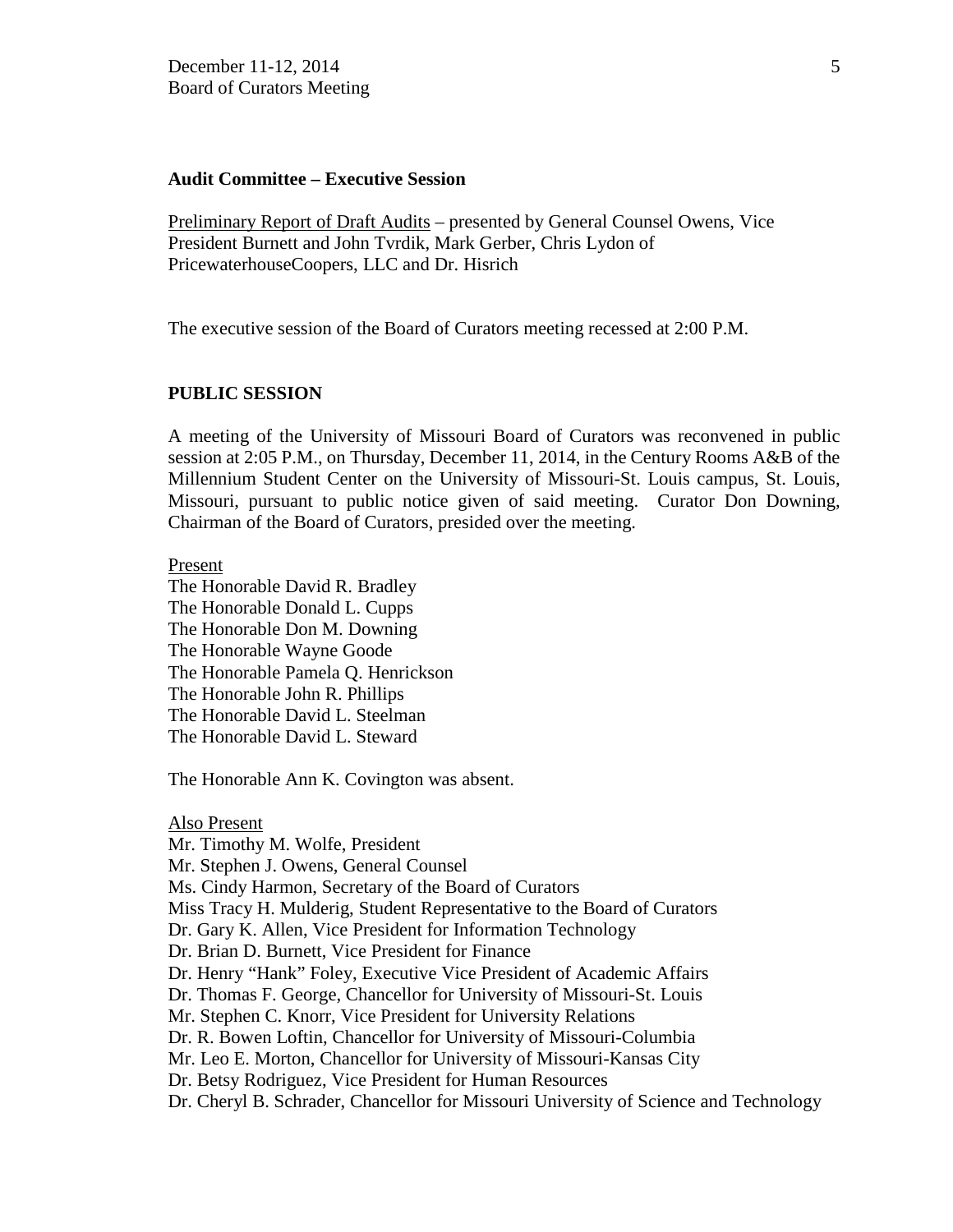**Audit Committee – Executive Session**

Preliminary Report of Draft Audits – presented by General Counsel Owens, Vice President Burnett and John Tvrdik, Mark Gerber, Chris Lydon of PricewaterhouseCoopers, LLC and Dr. Hisrich

The executive session of the Board of Curators meeting recessed at 2:00 P.M.

**PUBLIC SESSION**

A meeting of the University of Missouri Board of Curators was reconvened in public session at 2:05 P.M., on Thursday, December 11, 2014, in the Century Rooms A&B of the Millennium Student Center on the University of Missouri-St. Louis campus, St. Louis, Missouri, pursuant to public notice given of said meeting. Curator Don Downing, Chairman of the Board of Curators, presided over the meeting.

Present
The Honorable David R. Bradley
The Honorable Donald L. Cupps
The Honorable Don M. Downing
The Honorable Wayne Goode
The Honorable Pamela Q. Henrickson
The Honorable John R. Phillips
The Honorable David L. Steelman
The Honorable David L. Steward

The Honorable Ann K. Covington was absent.

Also Present
Mr. Timothy M. Wolfe, President
Mr. Stephen J. Owens, General Counsel
Ms. Cindy Harmon, Secretary of the Board of Curators
Miss Tracy H. Mulderig, Student Representative to the Board of Curators
Dr. Gary K. Allen, Vice President for Information Technology
Dr. Brian D. Burnett, Vice President for Finance
Dr. Henry "Hank" Foley, Executive Vice President of Academic Affairs
Dr. Thomas F. George, Chancellor for University of Missouri-St. Louis
Mr. Stephen C. Knorr, Vice President for University Relations
Dr. R. Bowen Loftin, Chancellor for University of Missouri-Columbia
Mr. Leo E. Morton, Chancellor for University of Missouri-Kansas City
Dr. Betsy Rodriguez, Vice President for Human Resources
Dr. Cheryl B. Schrader, Chancellor for Missouri University of Science and Technology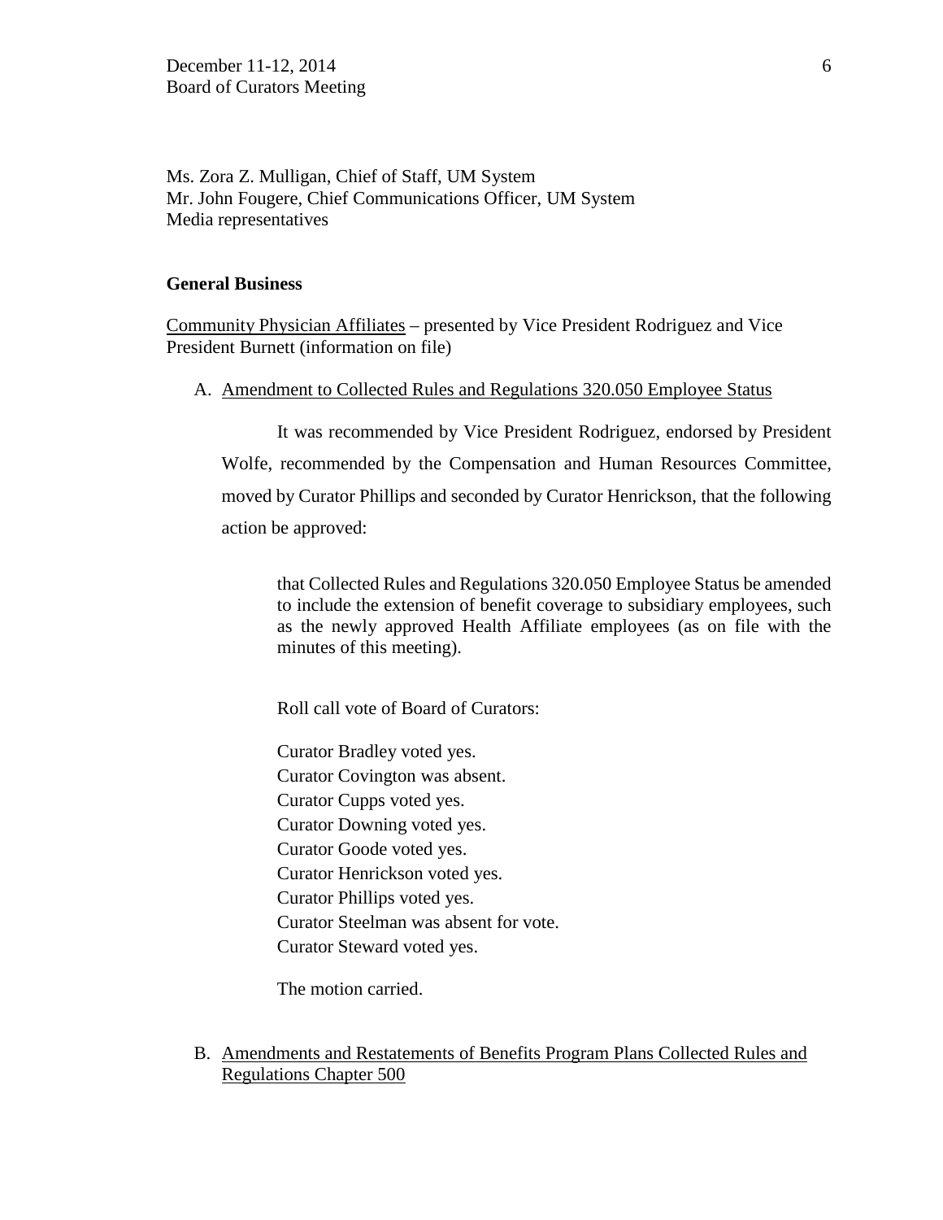Ms. Zora Z. Mulligan, Chief of Staff, UM System
Mr. John Fougere, Chief Communications Officer, UM System
Media representatives

**General Business**

Community Physician Affiliates – presented by Vice President Rodriguez and Vice President Burnett (information on file)

A. Amendment to Collected Rules and Regulations 320.050 Employee Status

It was recommended by Vice President Rodriguez, endorsed by President Wolfe, recommended by the Compensation and Human Resources Committee, moved by Curator Phillips and seconded by Curator Henrickson, that the following action be approved:

> that Collected Rules and Regulations 320.050 Employee Status be amended to include the extension of benefit coverage to subsidiary employees, such as the newly approved Health Affiliate employees (as on file with the minutes of this meeting).

Roll call vote of Board of Curators:

Curator Bradley voted yes.
Curator Covington was absent.
Curator Cupps voted yes.
Curator Downing voted yes.
Curator Goode voted yes.
Curator Henrickson voted yes.
Curator Phillips voted yes.
Curator Steelman was absent for vote.
Curator Steward voted yes.

The motion carried.

B. Amendments and Restatements of Benefits Program Plans Collected Rules and Regulations Chapter 500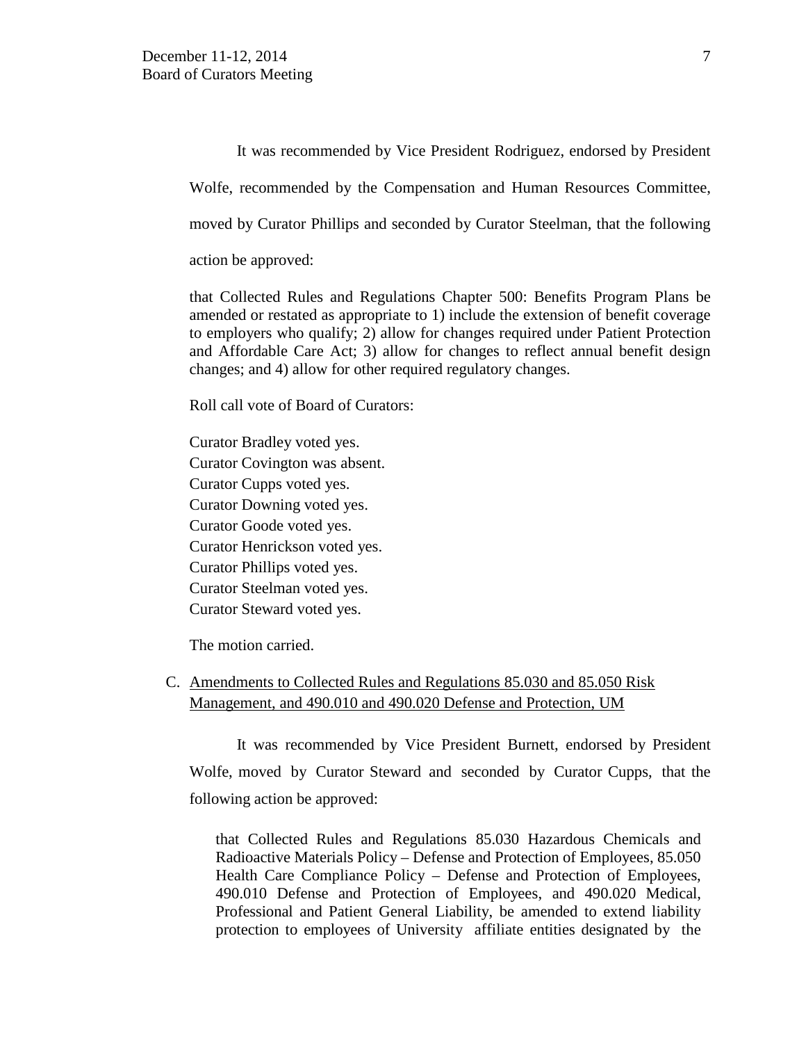It was recommended by Vice President Rodriguez, endorsed by President Wolfe, recommended by the Compensation and Human Resources Committee, moved by Curator Phillips and seconded by Curator Steelman, that the following action be approved:

> that Collected Rules and Regulations Chapter 500: Benefits Program Plans be amended or restated as appropriate to 1) include the extension of benefit coverage to employers who qualify; 2) allow for changes required under Patient Protection and Affordable Care Act; 3) allow for changes to reflect annual benefit design changes; and 4) allow for other required regulatory changes.

Roll call vote of Board of Curators:

Curator Bradley voted yes.
Curator Covington was absent.
Curator Cupps voted yes.
Curator Downing voted yes.
Curator Goode voted yes.
Curator Henrickson voted yes.
Curator Phillips voted yes.
Curator Steelman voted yes.
Curator Steward voted yes.

The motion carried.

C. Amendments to Collected Rules and Regulations 85.030 and 85.050 Risk Management, and 490.010 and 490.020 Defense and Protection, UM

It was recommended by Vice President Burnett, endorsed by President Wolfe, moved by Curator Steward and seconded by Curator Cupps, that the following action be approved:

> that Collected Rules and Regulations 85.030 Hazardous Chemicals and Radioactive Materials Policy – Defense and Protection of Employees, 85.050 Health Care Compliance Policy – Defense and Protection of Employees, 490.010 Defense and Protection of Employees, and 490.020 Medical, Professional and Patient General Liability, be amended to extend liability protection to employees of University affiliate entities designated by the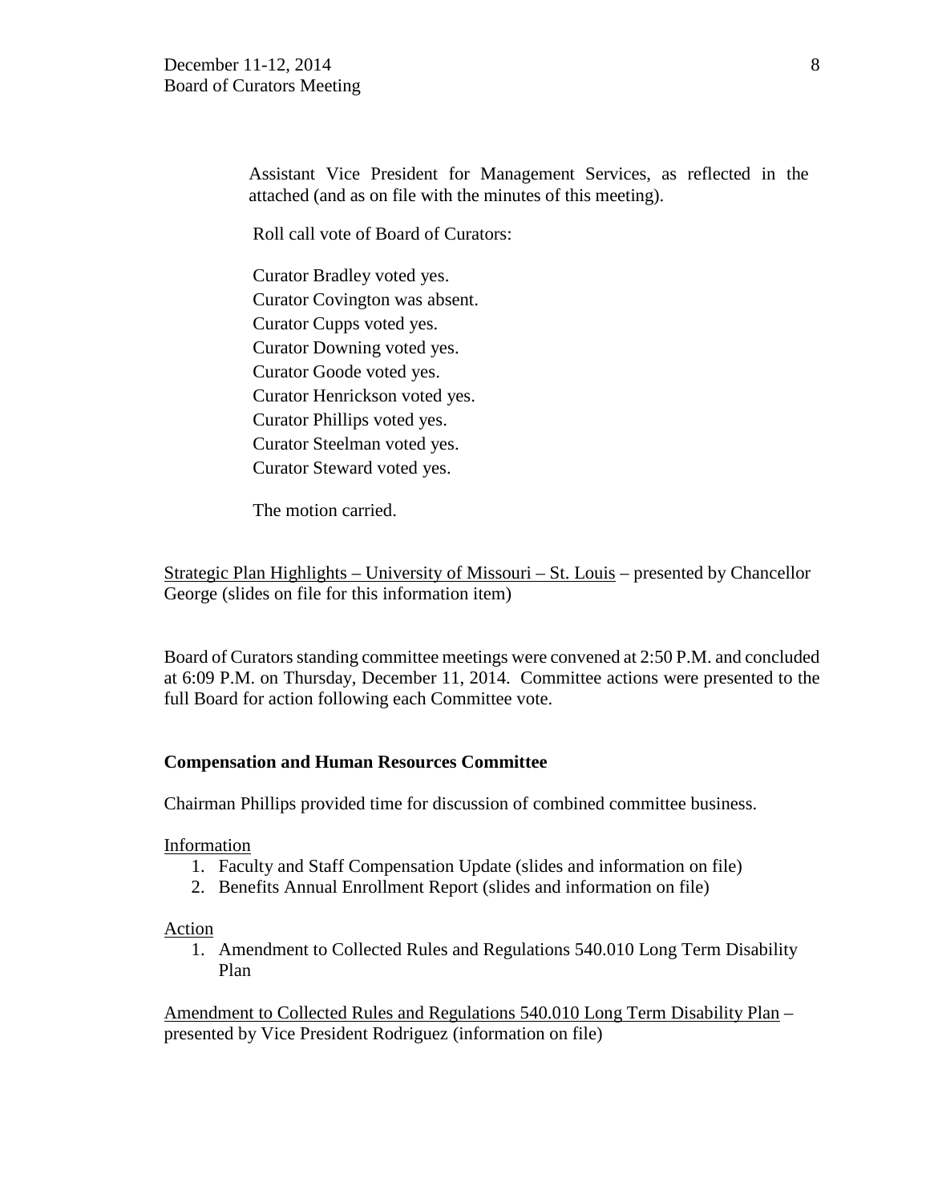Assistant Vice President for Management Services, as reflected in the attached (and as on file with the minutes of this meeting).

Roll call vote of Board of Curators:

Curator Bradley voted yes.
Curator Covington was absent.
Curator Cupps voted yes.
Curator Downing voted yes.
Curator Goode voted yes.
Curator Henrickson voted yes.
Curator Phillips voted yes.
Curator Steelman voted yes.
Curator Steward voted yes.

The motion carried.

<u>Strategic Plan Highlights – University of Missouri – St. Louis</u> – presented by Chancellor George (slides on file for this information item)

Board of Curators standing committee meetings were convened at 2:50 P.M. and concluded at 6:09 P.M. on Thursday, December 11, 2014. Committee actions were presented to the full Board for action following each Committee vote.

**Compensation and Human Resources Committee**

Chairman Phillips provided time for discussion of combined committee business.

<u>Information</u>

1. Faculty and Staff Compensation Update (slides and information on file)
2. Benefits Annual Enrollment Report (slides and information on file)

<u>Action</u>

1. Amendment to Collected Rules and Regulations 540.010 Long Term Disability Plan

<u>Amendment to Collected Rules and Regulations 540.010 Long Term Disability Plan</u> – presented by Vice President Rodriguez (information on file)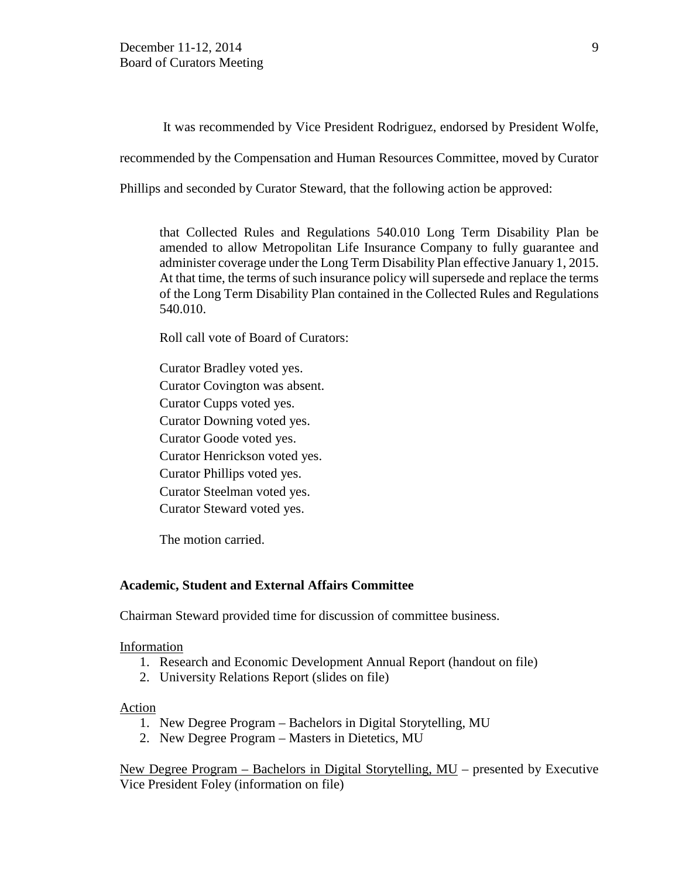It was recommended by Vice President Rodriguez, endorsed by President Wolfe, recommended by the Compensation and Human Resources Committee, moved by Curator Phillips and seconded by Curator Steward, that the following action be approved:

> that Collected Rules and Regulations 540.010 Long Term Disability Plan be amended to allow Metropolitan Life Insurance Company to fully guarantee and administer coverage under the Long Term Disability Plan effective January 1, 2015. At that time, the terms of such insurance policy will supersede and replace the terms of the Long Term Disability Plan contained in the Collected Rules and Regulations 540.010.
>
> Roll call vote of Board of Curators:
>
> Curator Bradley voted yes.
> Curator Covington was absent.
> Curator Cupps voted yes.
> Curator Downing voted yes.
> Curator Goode voted yes.
> Curator Henrickson voted yes.
> Curator Phillips voted yes.
> Curator Steelman voted yes.
> Curator Steward voted yes.
>
> The motion carried.

**Academic, Student and External Affairs Committee**

Chairman Steward provided time for discussion of committee business.

Information

1. Research and Economic Development Annual Report (handout on file)
2. University Relations Report (slides on file)

Action

1. New Degree Program – Bachelors in Digital Storytelling, MU
2. New Degree Program – Masters in Dietetics, MU

New Degree Program – Bachelors in Digital Storytelling, MU – presented by Executive Vice President Foley (information on file)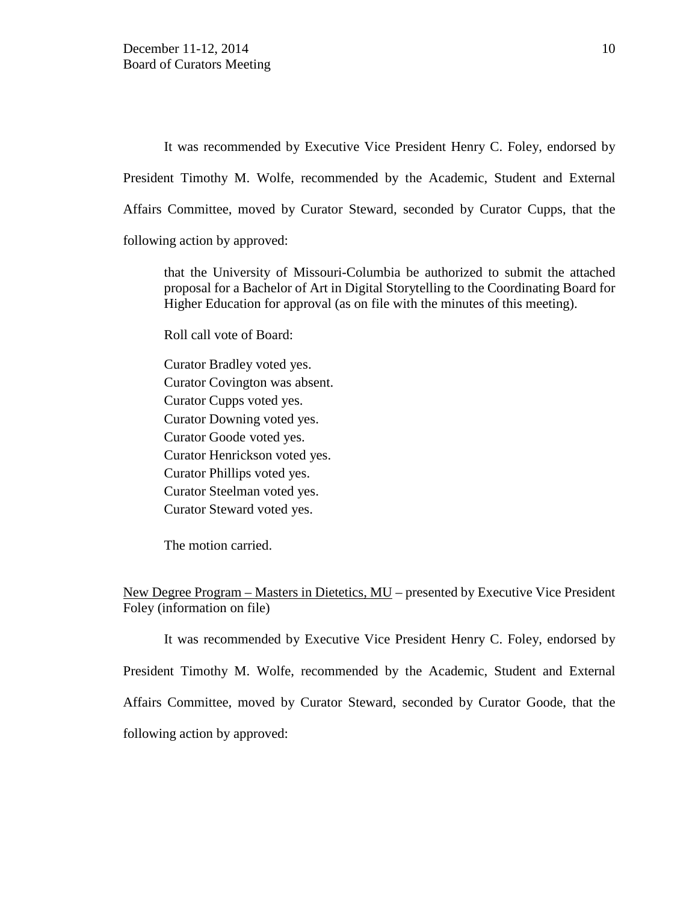It was recommended by Executive Vice President Henry C. Foley, endorsed by President Timothy M. Wolfe, recommended by the Academic, Student and External Affairs Committee, moved by Curator Steward, seconded by Curator Cupps, that the following action by approved:

> that the University of Missouri-Columbia be authorized to submit the attached proposal for a Bachelor of Art in Digital Storytelling to the Coordinating Board for Higher Education for approval (as on file with the minutes of this meeting).
>
> Roll call vote of Board:
>
> Curator Bradley voted yes.
> Curator Covington was absent.
> Curator Cupps voted yes.
> Curator Downing voted yes.
> Curator Goode voted yes.
> Curator Henrickson voted yes.
> Curator Phillips voted yes.
> Curator Steelman voted yes.
> Curator Steward voted yes.
>
> The motion carried.

New Degree Program – Masters in Dietetics, MU – presented by Executive Vice President Foley (information on file)

It was recommended by Executive Vice President Henry C. Foley, endorsed by President Timothy M. Wolfe, recommended by the Academic, Student and External Affairs Committee, moved by Curator Steward, seconded by Curator Goode, that the following action by approved: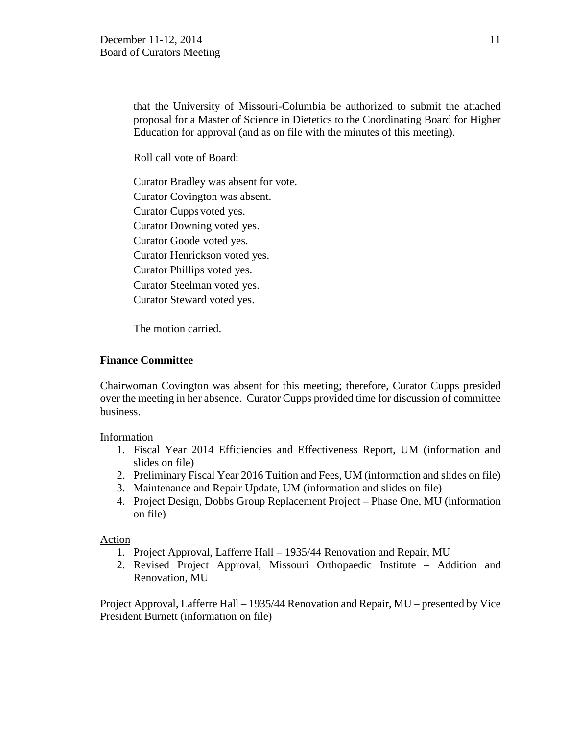that the University of Missouri-Columbia be authorized to submit the attached proposal for a Master of Science in Dietetics to the Coordinating Board for Higher Education for approval (and as on file with the minutes of this meeting).

Roll call vote of Board:

Curator Bradley was absent for vote.
Curator Covington was absent.
Curator Cupps voted yes.
Curator Downing voted yes.
Curator Goode voted yes.
Curator Henrickson voted yes.
Curator Phillips voted yes.
Curator Steelman voted yes.
Curator Steward voted yes.

The motion carried.

**Finance Committee**

Chairwoman Covington was absent for this meeting; therefore, Curator Cupps presided over the meeting in her absence. Curator Cupps provided time for discussion of committee business.

Information

1. Fiscal Year 2014 Efficiencies and Effectiveness Report, UM (information and slides on file)
2. Preliminary Fiscal Year 2016 Tuition and Fees, UM (information and slides on file)
3. Maintenance and Repair Update, UM (information and slides on file)
4. Project Design, Dobbs Group Replacement Project – Phase One, MU (information on file)

Action

1. Project Approval, Lafferre Hall – 1935/44 Renovation and Repair, MU
2. Revised Project Approval, Missouri Orthopaedic Institute – Addition and Renovation, MU

Project Approval, Lafferre Hall – 1935/44 Renovation and Repair, MU – presented by Vice President Burnett (information on file)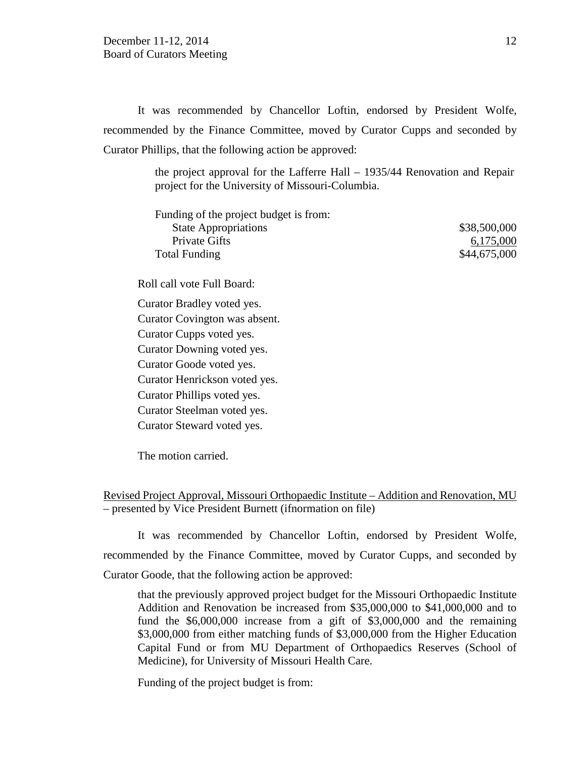It was recommended by Chancellor Loftin, endorsed by President Wolfe, recommended by the Finance Committee, moved by Curator Cupps and seconded by Curator Phillips, that the following action be approved:

> the project approval for the Lafferre Hall – 1935/44 Renovation and Repair project for the University of Missouri-Columbia.
>
> Funding of the project budget is from:
>
> | | |
> |---|---|
> | State Appropriations | \$38,500,000 |
> | Private Gifts | 6,175,000 |
> | Total Funding | \$44,675,000 |

Roll call vote Full Board:

Curator Bradley voted yes.
Curator Covington was absent.
Curator Cupps voted yes.
Curator Downing voted yes.
Curator Goode voted yes.
Curator Henrickson voted yes.
Curator Phillips voted yes.
Curator Steelman voted yes.
Curator Steward voted yes.

The motion carried.

Revised Project Approval, Missouri Orthopaedic Institute – Addition and Renovation, MU – presented by Vice President Burnett (ifnormation on file)

It was recommended by Chancellor Loftin, endorsed by President Wolfe, recommended by the Finance Committee, moved by Curator Cupps, and seconded by Curator Goode, that the following action be approved:

> that the previously approved project budget for the Missouri Orthopaedic Institute Addition and Renovation be increased from \$35,000,000 to \$41,000,000 and to fund the \$6,000,000 increase from a gift of \$3,000,000 and the remaining \$3,000,000 from either matching funds of \$3,000,000 from the Higher Education Capital Fund or from MU Department of Orthopaedics Reserves (School of Medicine), for University of Missouri Health Care.
>
> Funding of the project budget is from: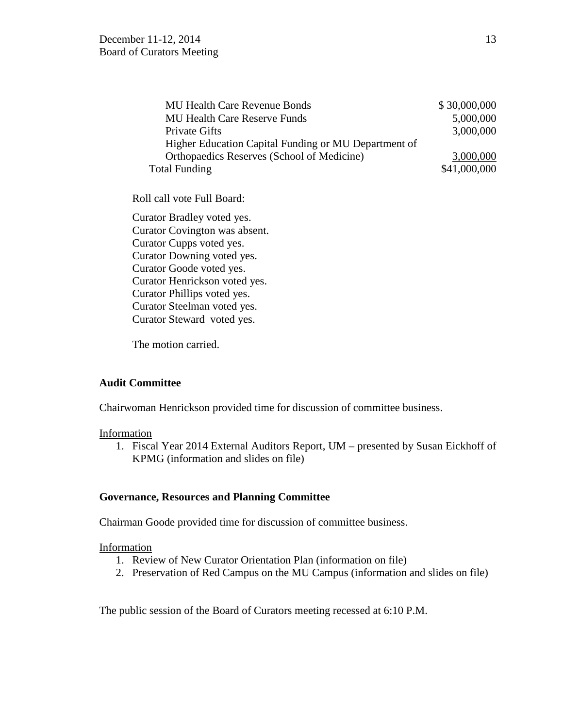| | |
|---|---|
| MU Health Care Revenue Bonds | \$ 30,000,000 |
| MU Health Care Reserve Funds | 5,000,000 |
| Private Gifts | 3,000,000 |
| Higher Education Capital Funding or MU Department of Orthopaedics Reserves (School of Medicine) | 3,000,000 |
| Total Funding | \$41,000,000 |

Roll call vote Full Board:

Curator Bradley voted yes.
Curator Covington was absent.
Curator Cupps voted yes.
Curator Downing voted yes.
Curator Goode voted yes.
Curator Henrickson voted yes.
Curator Phillips voted yes.
Curator Steelman voted yes.
Curator Steward voted yes.

The motion carried.

**Audit Committee**

Chairwoman Henrickson provided time for discussion of committee business.

Information

1. Fiscal Year 2014 External Auditors Report, UM – presented by Susan Eickhoff of KPMG (information and slides on file)

**Governance, Resources and Planning Committee**

Chairman Goode provided time for discussion of committee business.

Information

1. Review of New Curator Orientation Plan (information on file)
2. Preservation of Red Campus on the MU Campus (information and slides on file)

The public session of the Board of Curators meeting recessed at 6:10 P.M.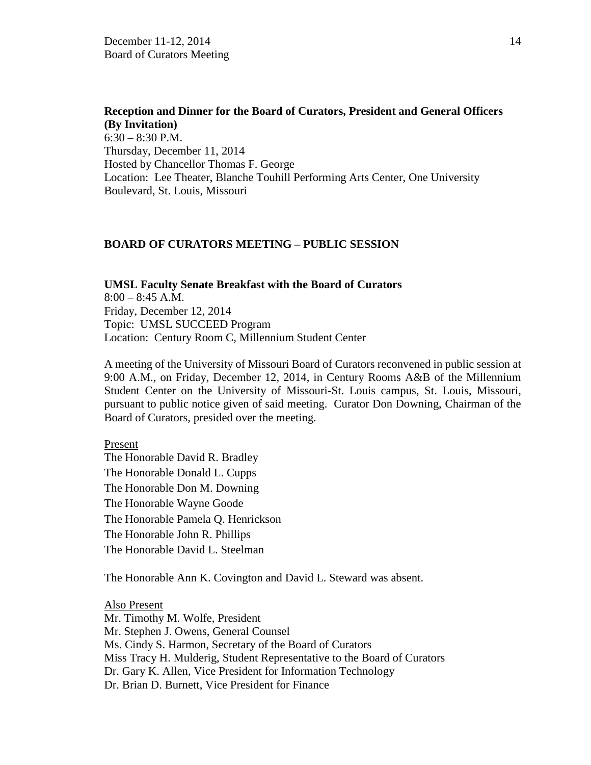**Reception and Dinner for the Board of Curators, President and General Officers (By Invitation)**
6:30 – 8:30 P.M.
Thursday, December 11, 2014
Hosted by Chancellor Thomas F. George
Location: Lee Theater, Blanche Touhill Performing Arts Center, One University Boulevard, St. Louis, Missouri

## BOARD OF CURATORS MEETING – PUBLIC SESSION

**UMSL Faculty Senate Breakfast with the Board of Curators**
8:00 – 8:45 A.M.
Friday, December 12, 2014
Topic: UMSL SUCCEED Program
Location: Century Room C, Millennium Student Center

A meeting of the University of Missouri Board of Curators reconvened in public session at 9:00 A.M., on Friday, December 12, 2014, in Century Rooms A&B of the Millennium Student Center on the University of Missouri-St. Louis campus, St. Louis, Missouri, pursuant to public notice given of said meeting. Curator Don Downing, Chairman of the Board of Curators, presided over the meeting.

Present
The Honorable David R. Bradley
The Honorable Donald L. Cupps
The Honorable Don M. Downing
The Honorable Wayne Goode
The Honorable Pamela Q. Henrickson
The Honorable John R. Phillips
The Honorable David L. Steelman

The Honorable Ann K. Covington and David L. Steward was absent.

Also Present
Mr. Timothy M. Wolfe, President
Mr. Stephen J. Owens, General Counsel
Ms. Cindy S. Harmon, Secretary of the Board of Curators
Miss Tracy H. Mulderig, Student Representative to the Board of Curators
Dr. Gary K. Allen, Vice President for Information Technology
Dr. Brian D. Burnett, Vice President for Finance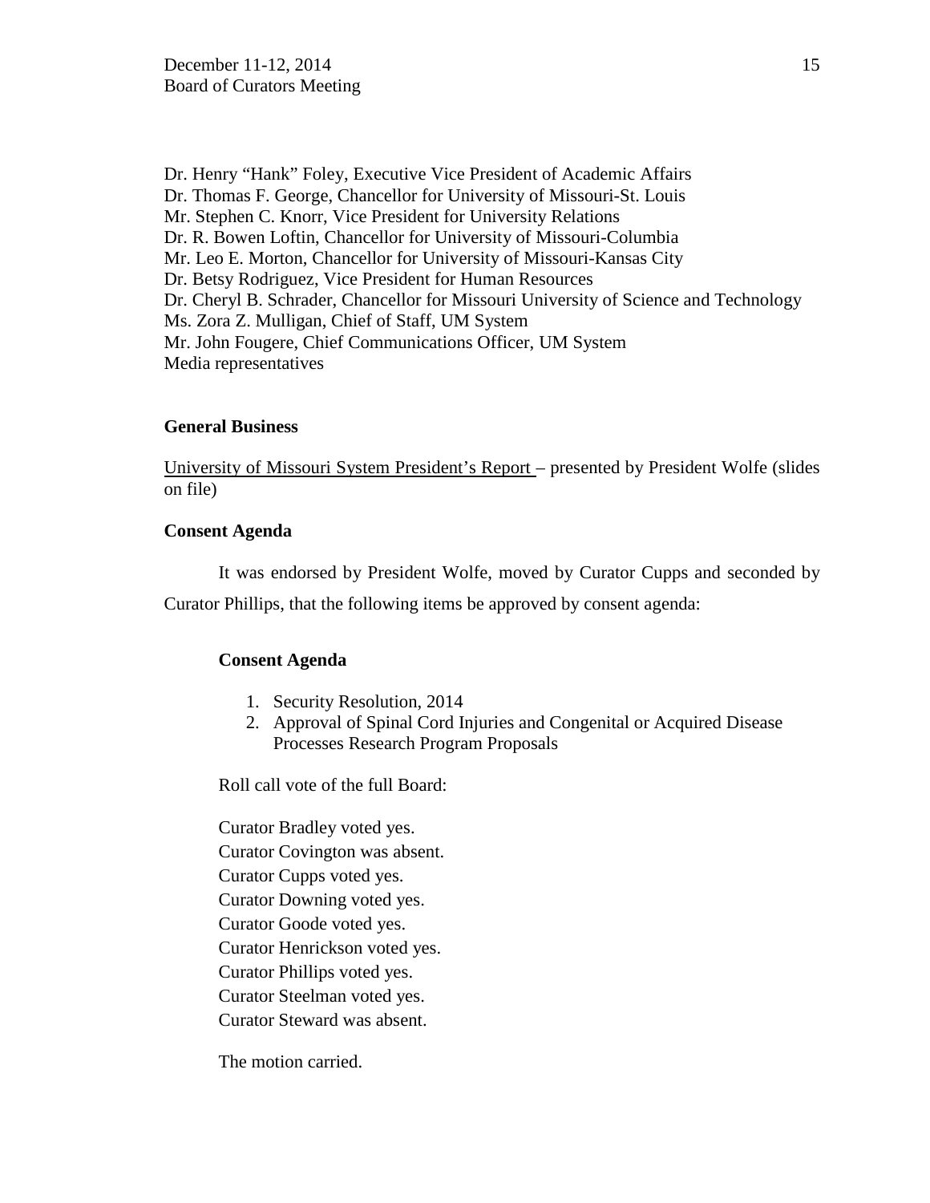Dr. Henry "Hank" Foley, Executive Vice President of Academic Affairs
Dr. Thomas F. George, Chancellor for University of Missouri-St. Louis
Mr. Stephen C. Knorr, Vice President for University Relations
Dr. R. Bowen Loftin, Chancellor for University of Missouri-Columbia
Mr. Leo E. Morton, Chancellor for University of Missouri-Kansas City
Dr. Betsy Rodriguez, Vice President for Human Resources
Dr. Cheryl B. Schrader, Chancellor for Missouri University of Science and Technology
Ms. Zora Z. Mulligan, Chief of Staff, UM System
Mr. John Fougere, Chief Communications Officer, UM System
Media representatives

**General Business**

University of Missouri System President's Report – presented by President Wolfe (slides on file)

**Consent Agenda**

It was endorsed by President Wolfe, moved by Curator Cupps and seconded by Curator Phillips, that the following items be approved by consent agenda:

**Consent Agenda**

1. Security Resolution, 2014
2. Approval of Spinal Cord Injuries and Congenital or Acquired Disease Processes Research Program Proposals

Roll call vote of the full Board:

Curator Bradley voted yes.
Curator Covington was absent.
Curator Cupps voted yes.
Curator Downing voted yes.
Curator Goode voted yes.
Curator Henrickson voted yes.
Curator Phillips voted yes.
Curator Steelman voted yes.
Curator Steward was absent.

The motion carried.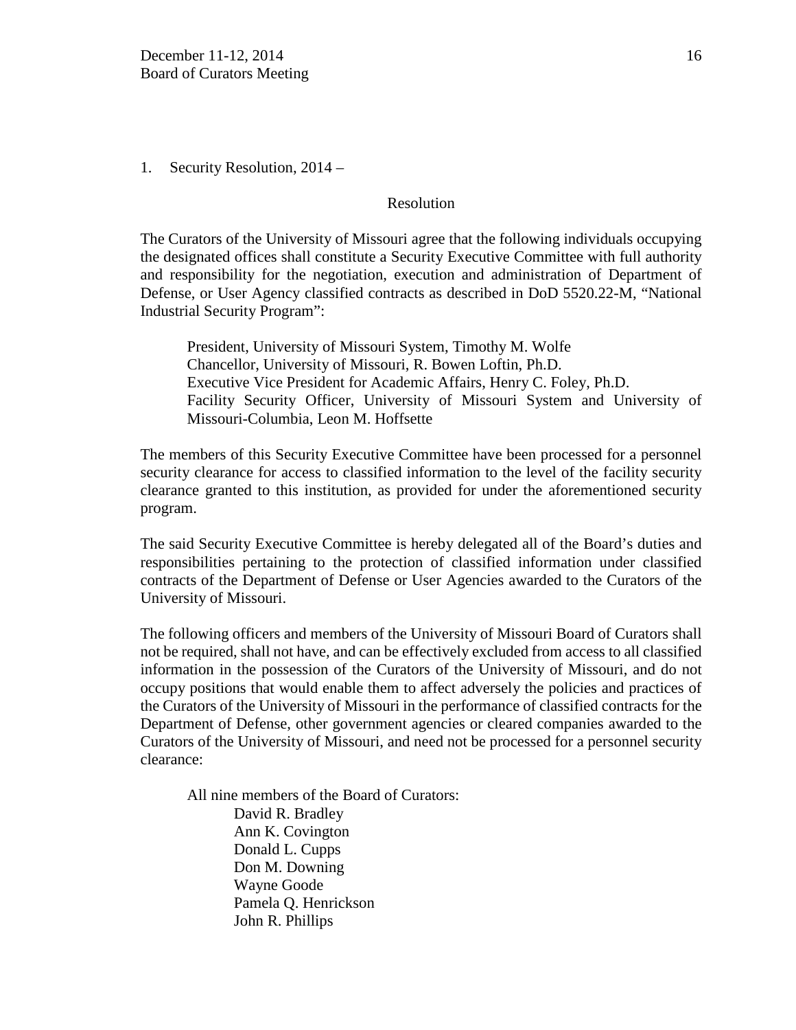1. Security Resolution, 2014 –

Resolution

The Curators of the University of Missouri agree that the following individuals occupying the designated offices shall constitute a Security Executive Committee with full authority and responsibility for the negotiation, execution and administration of Department of Defense, or User Agency classified contracts as described in DoD 5520.22-M, "National Industrial Security Program":

> President, University of Missouri System, Timothy M. Wolfe
> Chancellor, University of Missouri, R. Bowen Loftin, Ph.D.
> Executive Vice President for Academic Affairs, Henry C. Foley, Ph.D.
> Facility Security Officer, University of Missouri System and University of Missouri-Columbia, Leon M. Hoffsette

The members of this Security Executive Committee have been processed for a personnel security clearance for access to classified information to the level of the facility security clearance granted to this institution, as provided for under the aforementioned security program.

The said Security Executive Committee is hereby delegated all of the Board's duties and responsibilities pertaining to the protection of classified information under classified contracts of the Department of Defense or User Agencies awarded to the Curators of the University of Missouri.

The following officers and members of the University of Missouri Board of Curators shall not be required, shall not have, and can be effectively excluded from access to all classified information in the possession of the Curators of the University of Missouri, and do not occupy positions that would enable them to affect adversely the policies and practices of the Curators of the University of Missouri in the performance of classified contracts for the Department of Defense, other government agencies or cleared companies awarded to the Curators of the University of Missouri, and need not be processed for a personnel security clearance:

All nine members of the Board of Curators:
- David R. Bradley
- Ann K. Covington
- Donald L. Cupps
- Don M. Downing
- Wayne Goode
- Pamela Q. Henrickson
- John R. Phillips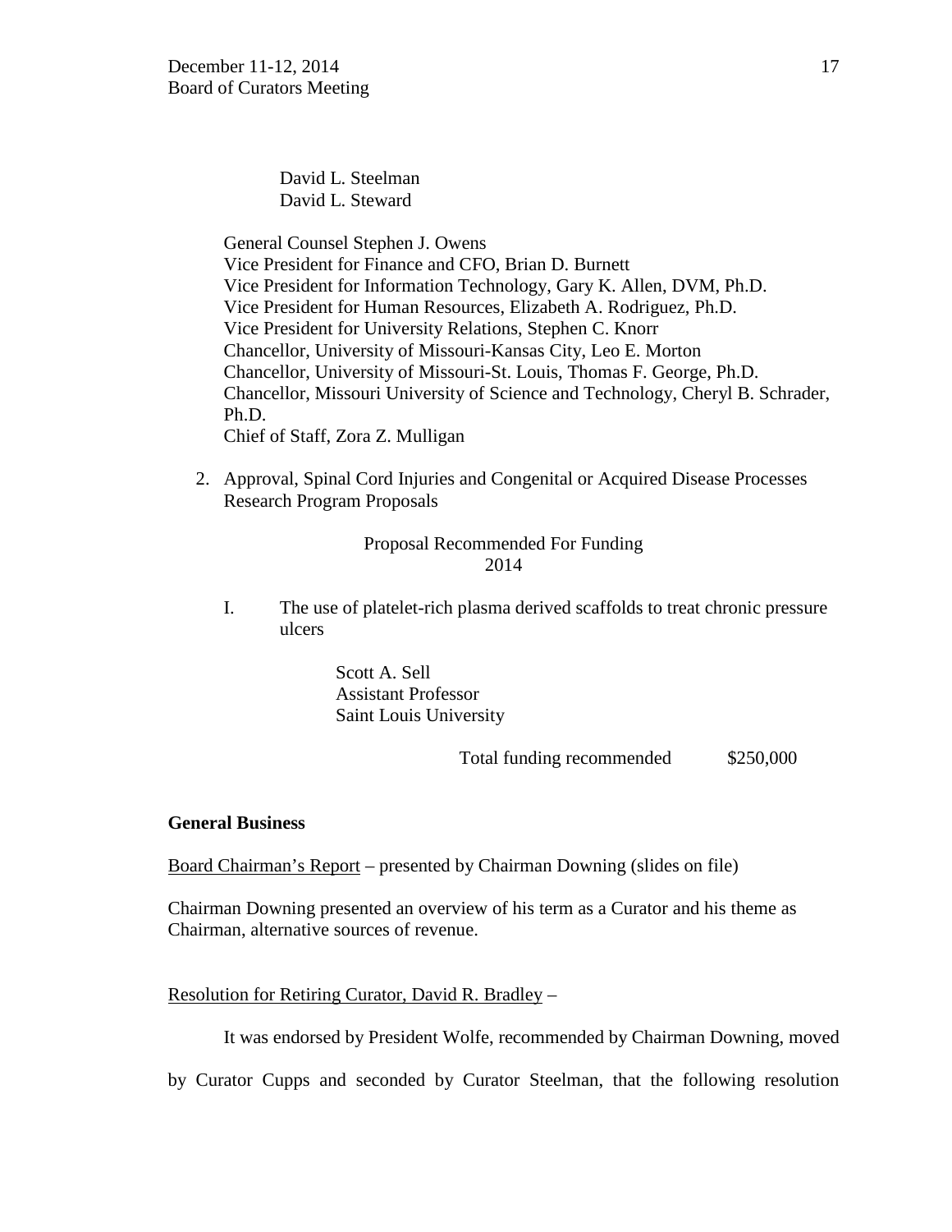David L. Steelman
David L. Steward

General Counsel Stephen J. Owens
Vice President for Finance and CFO, Brian D. Burnett
Vice President for Information Technology, Gary K. Allen, DVM, Ph.D.
Vice President for Human Resources, Elizabeth A. Rodriguez, Ph.D.
Vice President for University Relations, Stephen C. Knorr
Chancellor, University of Missouri-Kansas City, Leo E. Morton
Chancellor, University of Missouri-St. Louis, Thomas F. George, Ph.D.
Chancellor, Missouri University of Science and Technology, Cheryl B. Schrader, Ph.D.
Chief of Staff, Zora Z. Mulligan

2. Approval, Spinal Cord Injuries and Congenital or Acquired Disease Processes Research Program Proposals

Proposal Recommended For Funding
2014

I. The use of platelet-rich plasma derived scaffolds to treat chronic pressure ulcers

Scott A. Sell
Assistant Professor
Saint Louis University

Total funding recommended $250,000

**General Business**

Board Chairman's Report – presented by Chairman Downing (slides on file)

Chairman Downing presented an overview of his term as a Curator and his theme as Chairman, alternative sources of revenue.

Resolution for Retiring Curator, David R. Bradley –

It was endorsed by President Wolfe, recommended by Chairman Downing, moved by Curator Cupps and seconded by Curator Steelman, that the following resolution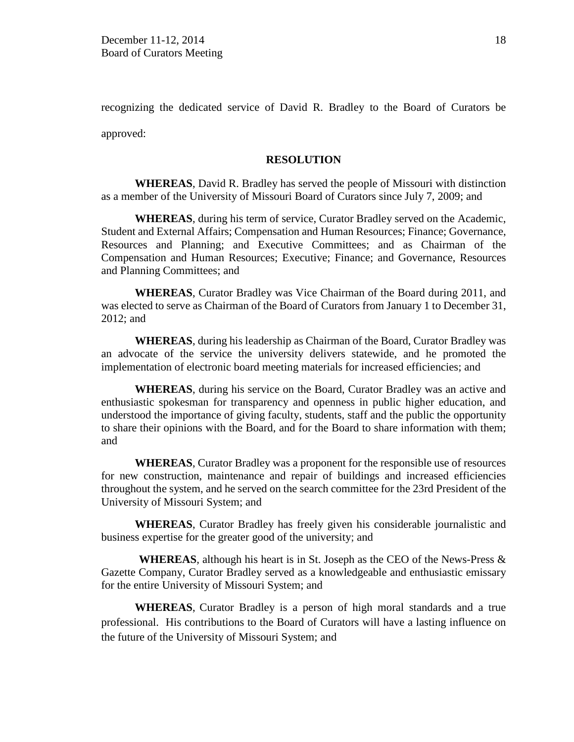recognizing the dedicated service of David R. Bradley to the Board of Curators be approved:

**RESOLUTION**

**WHEREAS**, David R. Bradley has served the people of Missouri with distinction as a member of the University of Missouri Board of Curators since July 7, 2009; and

**WHEREAS**, during his term of service, Curator Bradley served on the Academic, Student and External Affairs; Compensation and Human Resources; Finance; Governance, Resources and Planning; and Executive Committees; and as Chairman of the Compensation and Human Resources; Executive; Finance; and Governance, Resources and Planning Committees; and

**WHEREAS**, Curator Bradley was Vice Chairman of the Board during 2011, and was elected to serve as Chairman of the Board of Curators from January 1 to December 31, 2012; and

**WHEREAS**, during his leadership as Chairman of the Board, Curator Bradley was an advocate of the service the university delivers statewide, and he promoted the implementation of electronic board meeting materials for increased efficiencies; and

**WHEREAS**, during his service on the Board, Curator Bradley was an active and enthusiastic spokesman for transparency and openness in public higher education, and understood the importance of giving faculty, students, staff and the public the opportunity to share their opinions with the Board, and for the Board to share information with them; and

**WHEREAS**, Curator Bradley was a proponent for the responsible use of resources for new construction, maintenance and repair of buildings and increased efficiencies throughout the system, and he served on the search committee for the 23rd President of the University of Missouri System; and

**WHEREAS**, Curator Bradley has freely given his considerable journalistic and business expertise for the greater good of the university; and

**WHEREAS**, although his heart is in St. Joseph as the CEO of the News-Press & Gazette Company, Curator Bradley served as a knowledgeable and enthusiastic emissary for the entire University of Missouri System; and

**WHEREAS**, Curator Bradley is a person of high moral standards and a true professional. His contributions to the Board of Curators will have a lasting influence on the future of the University of Missouri System; and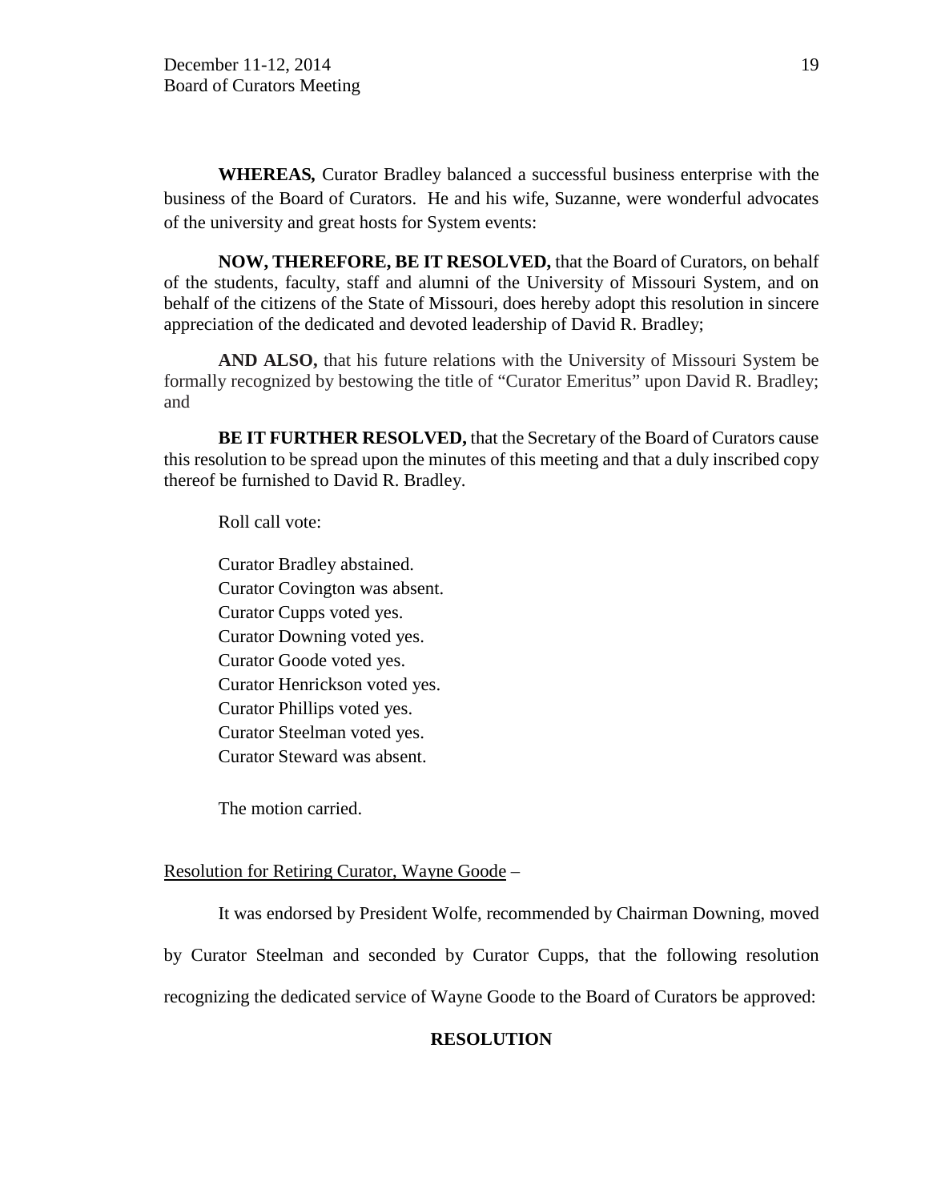**WHEREAS,** Curator Bradley balanced a successful business enterprise with the business of the Board of Curators. He and his wife, Suzanne, were wonderful advocates of the university and great hosts for System events:

**NOW, THEREFORE, BE IT RESOLVED,** that the Board of Curators, on behalf of the students, faculty, staff and alumni of the University of Missouri System, and on behalf of the citizens of the State of Missouri, does hereby adopt this resolution in sincere appreciation of the dedicated and devoted leadership of David R. Bradley;

**AND ALSO,** that his future relations with the University of Missouri System be formally recognized by bestowing the title of "Curator Emeritus" upon David R. Bradley; and

**BE IT FURTHER RESOLVED,** that the Secretary of the Board of Curators cause this resolution to be spread upon the minutes of this meeting and that a duly inscribed copy thereof be furnished to David R. Bradley.

Roll call vote:

Curator Bradley abstained.
Curator Covington was absent.
Curator Cupps voted yes.
Curator Downing voted yes.
Curator Goode voted yes.
Curator Henrickson voted yes.
Curator Phillips voted yes.
Curator Steelman voted yes.
Curator Steward was absent.

The motion carried.

Resolution for Retiring Curator, Wayne Goode –

It was endorsed by President Wolfe, recommended by Chairman Downing, moved by Curator Steelman and seconded by Curator Cupps, that the following resolution recognizing the dedicated service of Wayne Goode to the Board of Curators be approved:

**RESOLUTION**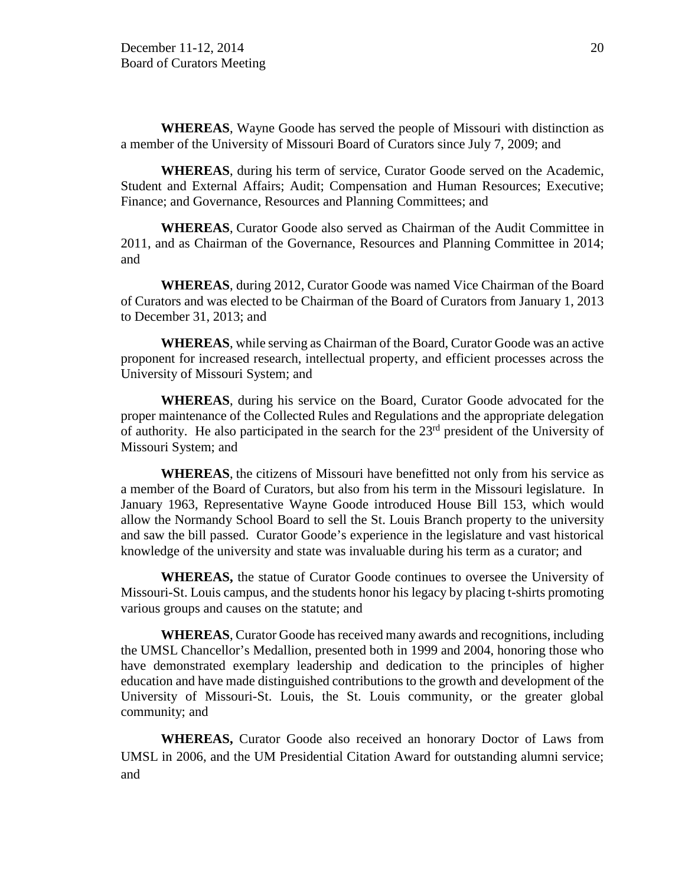**WHEREAS**, Wayne Goode has served the people of Missouri with distinction as a member of the University of Missouri Board of Curators since July 7, 2009; and

**WHEREAS**, during his term of service, Curator Goode served on the Academic, Student and External Affairs; Audit; Compensation and Human Resources; Executive; Finance; and Governance, Resources and Planning Committees; and

**WHEREAS**, Curator Goode also served as Chairman of the Audit Committee in 2011, and as Chairman of the Governance, Resources and Planning Committee in 2014; and

**WHEREAS**, during 2012, Curator Goode was named Vice Chairman of the Board of Curators and was elected to be Chairman of the Board of Curators from January 1, 2013 to December 31, 2013; and

**WHEREAS**, while serving as Chairman of the Board, Curator Goode was an active proponent for increased research, intellectual property, and efficient processes across the University of Missouri System; and

**WHEREAS**, during his service on the Board, Curator Goode advocated for the proper maintenance of the Collected Rules and Regulations and the appropriate delegation of authority. He also participated in the search for the 23rd president of the University of Missouri System; and

**WHEREAS**, the citizens of Missouri have benefitted not only from his service as a member of the Board of Curators, but also from his term in the Missouri legislature. In January 1963, Representative Wayne Goode introduced House Bill 153, which would allow the Normandy School Board to sell the St. Louis Branch property to the university and saw the bill passed. Curator Goode's experience in the legislature and vast historical knowledge of the university and state was invaluable during his term as a curator; and

**WHEREAS,** the statue of Curator Goode continues to oversee the University of Missouri-St. Louis campus, and the students honor his legacy by placing t-shirts promoting various groups and causes on the statute; and

**WHEREAS**, Curator Goode has received many awards and recognitions, including the UMSL Chancellor's Medallion, presented both in 1999 and 2004, honoring those who have demonstrated exemplary leadership and dedication to the principles of higher education and have made distinguished contributions to the growth and development of the University of Missouri-St. Louis, the St. Louis community, or the greater global community; and

**WHEREAS,** Curator Goode also received an honorary Doctor of Laws from UMSL in 2006, and the UM Presidential Citation Award for outstanding alumni service; and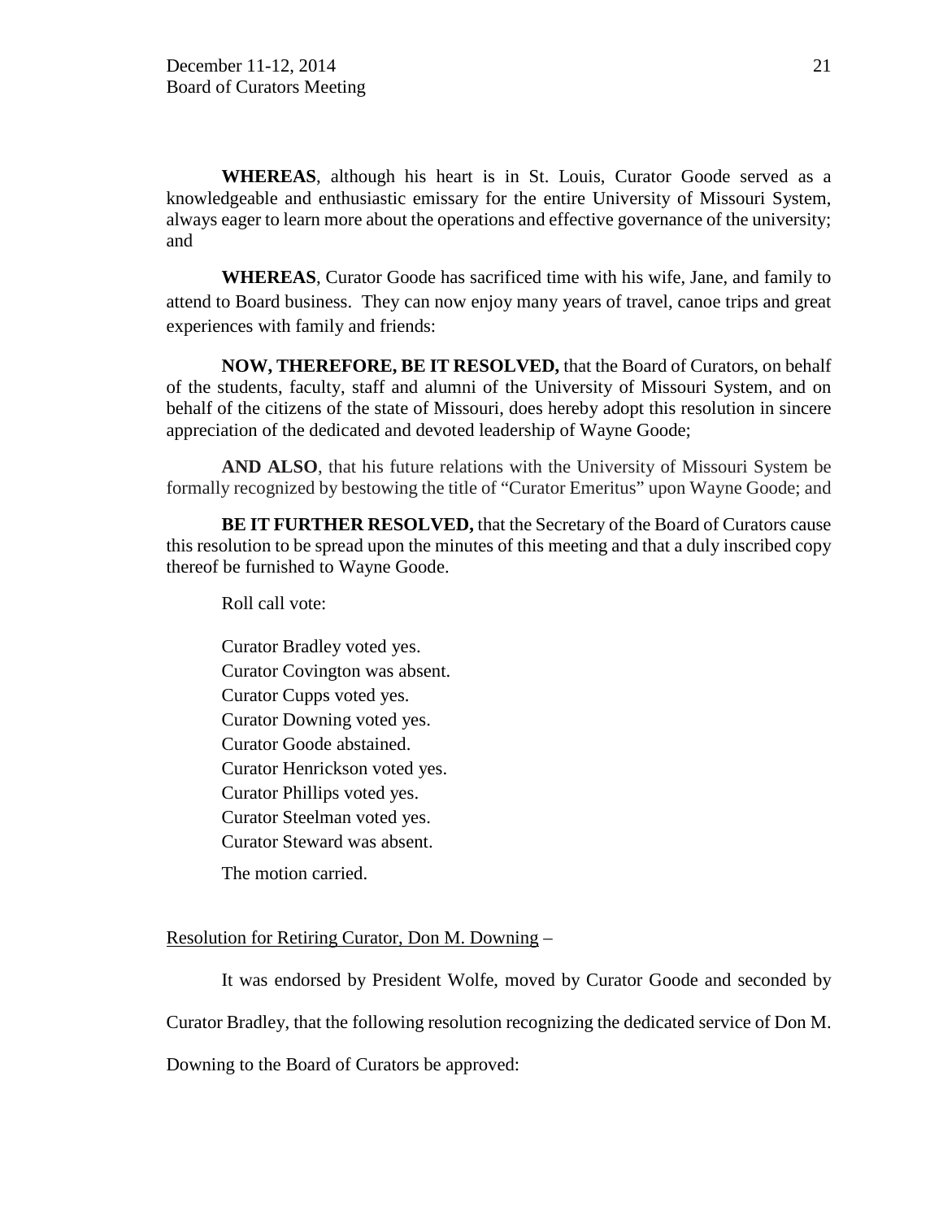**WHEREAS**, although his heart is in St. Louis, Curator Goode served as a knowledgeable and enthusiastic emissary for the entire University of Missouri System, always eager to learn more about the operations and effective governance of the university; and

**WHEREAS**, Curator Goode has sacrificed time with his wife, Jane, and family to attend to Board business. They can now enjoy many years of travel, canoe trips and great experiences with family and friends:

**NOW, THEREFORE, BE IT RESOLVED,** that the Board of Curators, on behalf of the students, faculty, staff and alumni of the University of Missouri System, and on behalf of the citizens of the state of Missouri, does hereby adopt this resolution in sincere appreciation of the dedicated and devoted leadership of Wayne Goode;

**AND ALSO**, that his future relations with the University of Missouri System be formally recognized by bestowing the title of "Curator Emeritus" upon Wayne Goode; and

**BE IT FURTHER RESOLVED,** that the Secretary of the Board of Curators cause this resolution to be spread upon the minutes of this meeting and that a duly inscribed copy thereof be furnished to Wayne Goode.

Roll call vote:

Curator Bradley voted yes.
Curator Covington was absent.
Curator Cupps voted yes.
Curator Downing voted yes.
Curator Goode abstained.
Curator Henrickson voted yes.
Curator Phillips voted yes.
Curator Steelman voted yes.
Curator Steward was absent.

The motion carried.

<u>Resolution for Retiring Curator, Don M. Downing</u> –

It was endorsed by President Wolfe, moved by Curator Goode and seconded by Curator Bradley, that the following resolution recognizing the dedicated service of Don M. Downing to the Board of Curators be approved: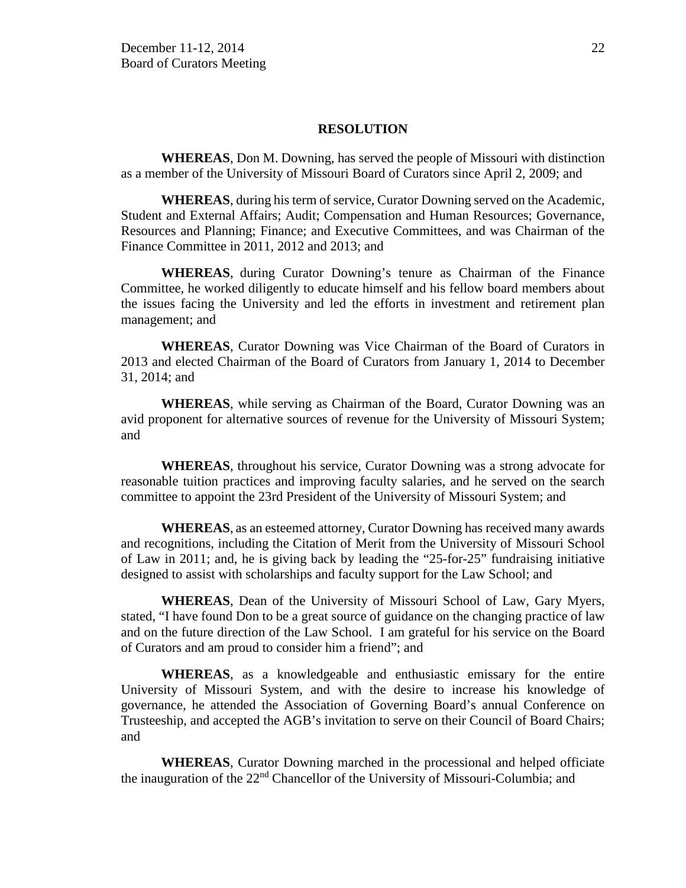## RESOLUTION

**WHEREAS**, Don M. Downing, has served the people of Missouri with distinction as a member of the University of Missouri Board of Curators since April 2, 2009; and

**WHEREAS**, during his term of service, Curator Downing served on the Academic, Student and External Affairs; Audit; Compensation and Human Resources; Governance, Resources and Planning; Finance; and Executive Committees, and was Chairman of the Finance Committee in 2011, 2012 and 2013; and

**WHEREAS**, during Curator Downing's tenure as Chairman of the Finance Committee, he worked diligently to educate himself and his fellow board members about the issues facing the University and led the efforts in investment and retirement plan management; and

**WHEREAS**, Curator Downing was Vice Chairman of the Board of Curators in 2013 and elected Chairman of the Board of Curators from January 1, 2014 to December 31, 2014; and

**WHEREAS**, while serving as Chairman of the Board, Curator Downing was an avid proponent for alternative sources of revenue for the University of Missouri System; and

**WHEREAS**, throughout his service, Curator Downing was a strong advocate for reasonable tuition practices and improving faculty salaries, and he served on the search committee to appoint the 23rd President of the University of Missouri System; and

**WHEREAS**, as an esteemed attorney, Curator Downing has received many awards and recognitions, including the Citation of Merit from the University of Missouri School of Law in 2011; and, he is giving back by leading the "25-for-25" fundraising initiative designed to assist with scholarships and faculty support for the Law School; and

**WHEREAS**, Dean of the University of Missouri School of Law, Gary Myers, stated, "I have found Don to be a great source of guidance on the changing practice of law and on the future direction of the Law School. I am grateful for his service on the Board of Curators and am proud to consider him a friend"; and

**WHEREAS**, as a knowledgeable and enthusiastic emissary for the entire University of Missouri System, and with the desire to increase his knowledge of governance, he attended the Association of Governing Board's annual Conference on Trusteeship, and accepted the AGB's invitation to serve on their Council of Board Chairs; and

**WHEREAS**, Curator Downing marched in the processional and helped officiate the inauguration of the 22nd Chancellor of the University of Missouri-Columbia; and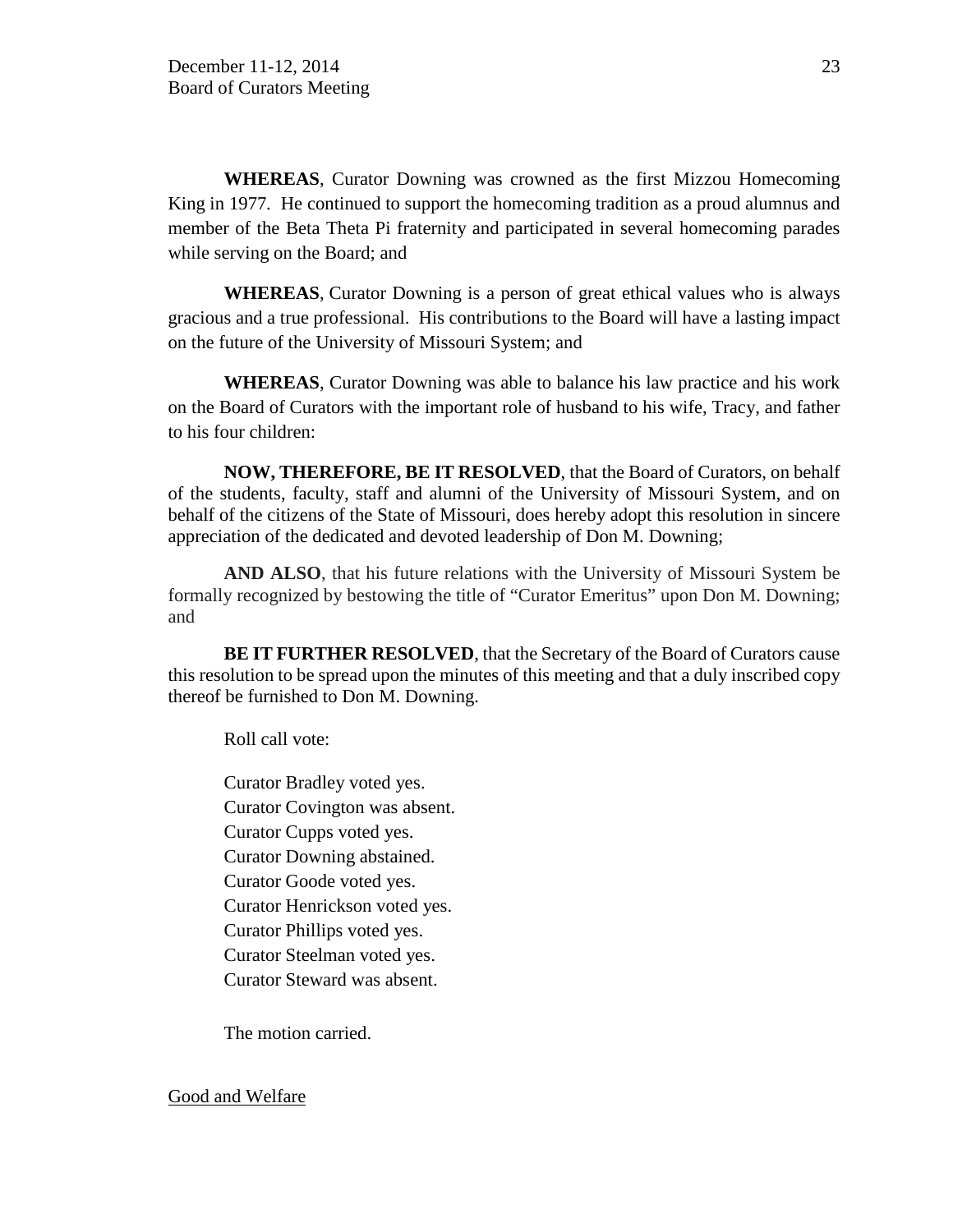**WHEREAS**, Curator Downing was crowned as the first Mizzou Homecoming King in 1977. He continued to support the homecoming tradition as a proud alumnus and member of the Beta Theta Pi fraternity and participated in several homecoming parades while serving on the Board; and

**WHEREAS**, Curator Downing is a person of great ethical values who is always gracious and a true professional. His contributions to the Board will have a lasting impact on the future of the University of Missouri System; and

**WHEREAS**, Curator Downing was able to balance his law practice and his work on the Board of Curators with the important role of husband to his wife, Tracy, and father to his four children:

**NOW, THEREFORE, BE IT RESOLVED**, that the Board of Curators, on behalf of the students, faculty, staff and alumni of the University of Missouri System, and on behalf of the citizens of the State of Missouri, does hereby adopt this resolution in sincere appreciation of the dedicated and devoted leadership of Don M. Downing;

**AND ALSO**, that his future relations with the University of Missouri System be formally recognized by bestowing the title of "Curator Emeritus" upon Don M. Downing; and

**BE IT FURTHER RESOLVED**, that the Secretary of the Board of Curators cause this resolution to be spread upon the minutes of this meeting and that a duly inscribed copy thereof be furnished to Don M. Downing.

Roll call vote:

Curator Bradley voted yes.
Curator Covington was absent.
Curator Cupps voted yes.
Curator Downing abstained.
Curator Goode voted yes.
Curator Henrickson voted yes.
Curator Phillips voted yes.
Curator Steelman voted yes.
Curator Steward was absent.

The motion carried.

Good and Welfare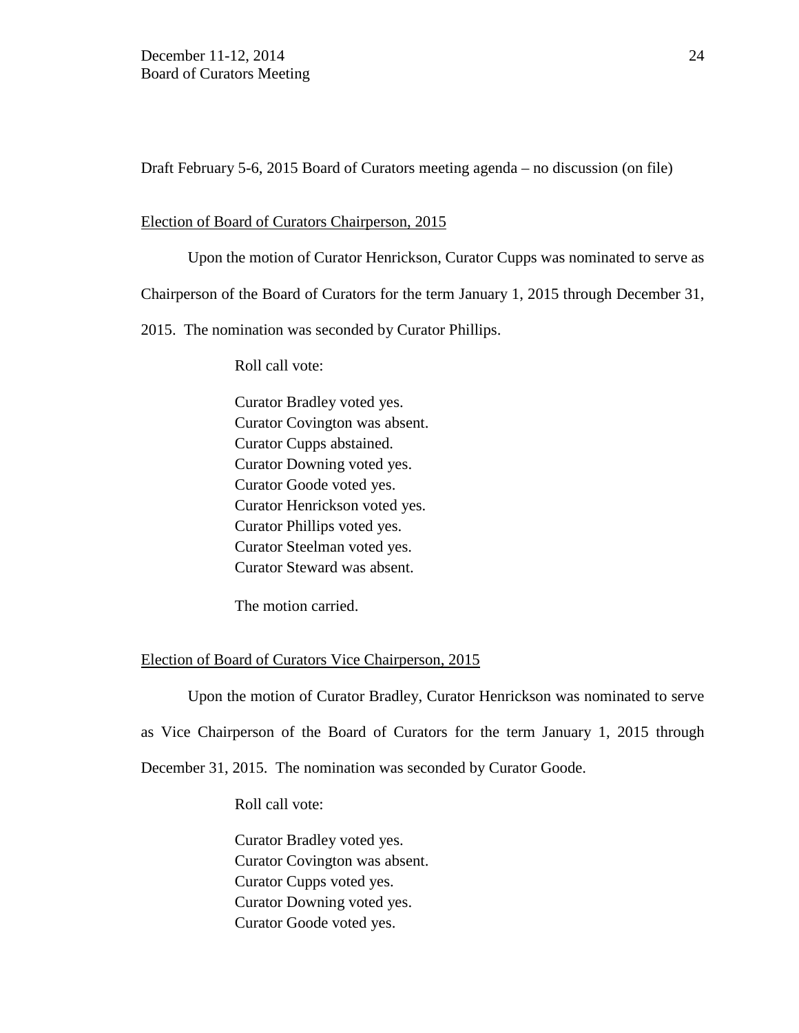Draft February 5-6, 2015 Board of Curators meeting agenda – no discussion (on file)

Election of Board of Curators Chairperson, 2015

Upon the motion of Curator Henrickson, Curator Cupps was nominated to serve as Chairperson of the Board of Curators for the term January 1, 2015 through December 31, 2015. The nomination was seconded by Curator Phillips.

Roll call vote:

Curator Bradley voted yes.
Curator Covington was absent.
Curator Cupps abstained.
Curator Downing voted yes.
Curator Goode voted yes.
Curator Henrickson voted yes.
Curator Phillips voted yes.
Curator Steelman voted yes.
Curator Steward was absent.

The motion carried.

Election of Board of Curators Vice Chairperson, 2015

Upon the motion of Curator Bradley, Curator Henrickson was nominated to serve as Vice Chairperson of the Board of Curators for the term January 1, 2015 through December 31, 2015. The nomination was seconded by Curator Goode.

Roll call vote:

Curator Bradley voted yes.
Curator Covington was absent.
Curator Cupps voted yes.
Curator Downing voted yes.
Curator Goode voted yes.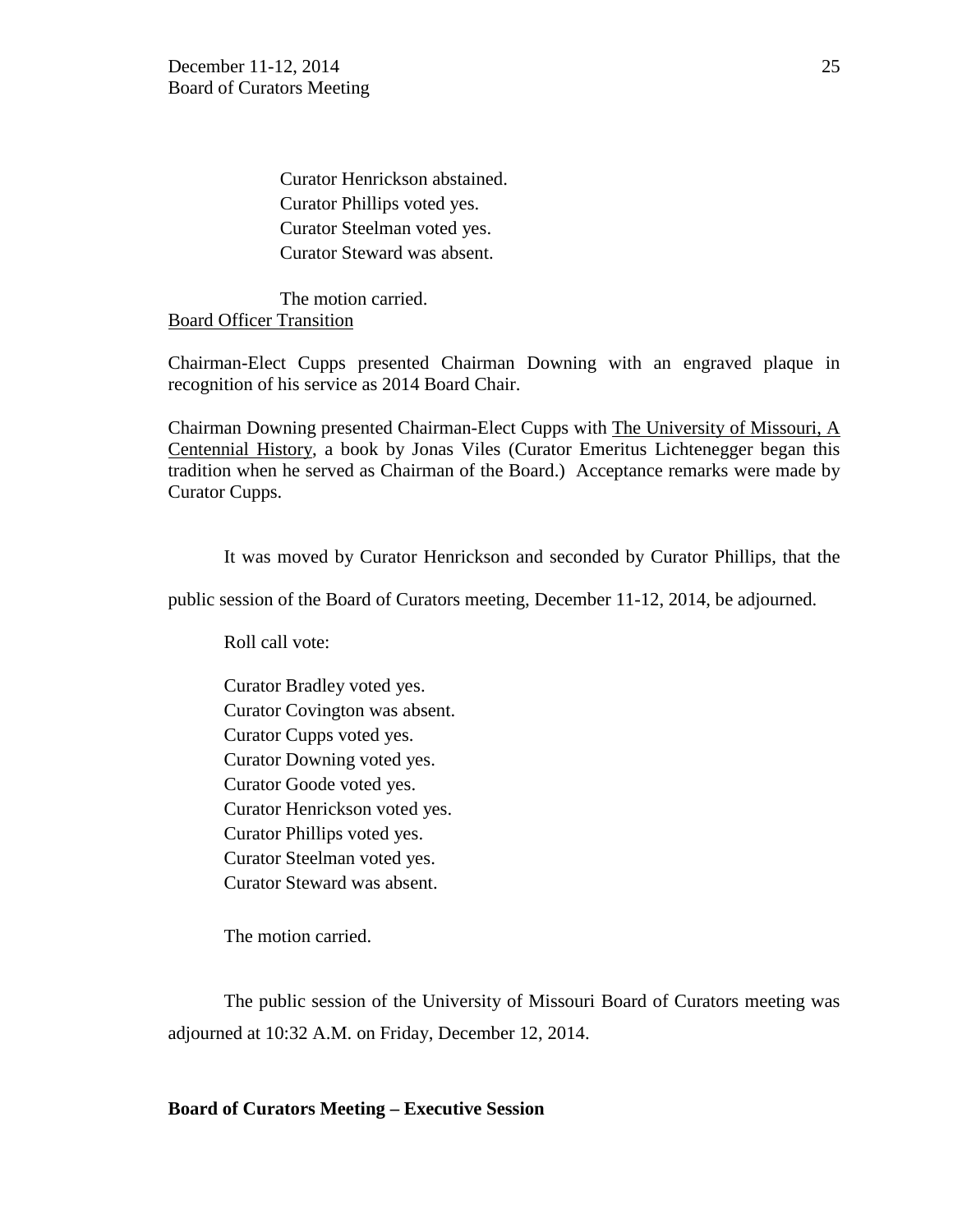Curator Henrickson abstained.
Curator Phillips voted yes.
Curator Steelman voted yes.
Curator Steward was absent.

The motion carried.

Board Officer Transition

Chairman-Elect Cupps presented Chairman Downing with an engraved plaque in recognition of his service as 2014 Board Chair.

Chairman Downing presented Chairman-Elect Cupps with The University of Missouri, A Centennial History, a book by Jonas Viles (Curator Emeritus Lichtenegger began this tradition when he served as Chairman of the Board.) Acceptance remarks were made by Curator Cupps.

It was moved by Curator Henrickson and seconded by Curator Phillips, that the public session of the Board of Curators meeting, December 11-12, 2014, be adjourned.

Roll call vote:

Curator Bradley voted yes.
Curator Covington was absent.
Curator Cupps voted yes.
Curator Downing voted yes.
Curator Goode voted yes.
Curator Henrickson voted yes.
Curator Phillips voted yes.
Curator Steelman voted yes.
Curator Steward was absent.

The motion carried.

The public session of the University of Missouri Board of Curators meeting was adjourned at 10:32 A.M. on Friday, December 12, 2014.

**Board of Curators Meeting – Executive Session**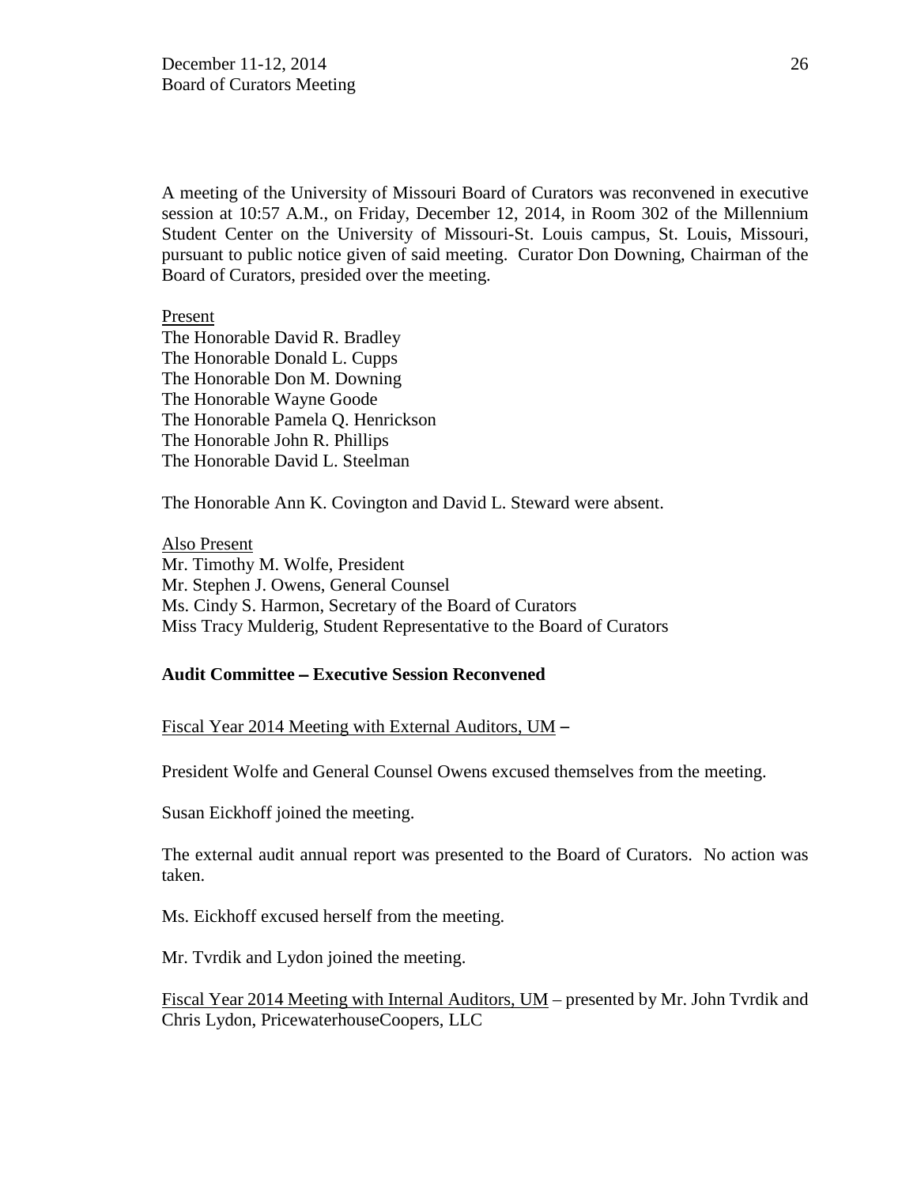A meeting of the University of Missouri Board of Curators was reconvened in executive session at 10:57 A.M., on Friday, December 12, 2014, in Room 302 of the Millennium Student Center on the University of Missouri-St. Louis campus, St. Louis, Missouri, pursuant to public notice given of said meeting. Curator Don Downing, Chairman of the Board of Curators, presided over the meeting.

Present
The Honorable David R. Bradley
The Honorable Donald L. Cupps
The Honorable Don M. Downing
The Honorable Wayne Goode
The Honorable Pamela Q. Henrickson
The Honorable John R. Phillips
The Honorable David L. Steelman

The Honorable Ann K. Covington and David L. Steward were absent.

Also Present
Mr. Timothy M. Wolfe, President
Mr. Stephen J. Owens, General Counsel
Ms. Cindy S. Harmon, Secretary of the Board of Curators
Miss Tracy Mulderig, Student Representative to the Board of Curators

**Audit Committee – Executive Session Reconvened**

Fiscal Year 2014 Meeting with External Auditors, UM –

President Wolfe and General Counsel Owens excused themselves from the meeting.

Susan Eickhoff joined the meeting.

The external audit annual report was presented to the Board of Curators. No action was taken.

Ms. Eickhoff excused herself from the meeting.

Mr. Tvrdik and Lydon joined the meeting.

Fiscal Year 2014 Meeting with Internal Auditors, UM – presented by Mr. John Tvrdik and Chris Lydon, PricewaterhouseCoopers, LLC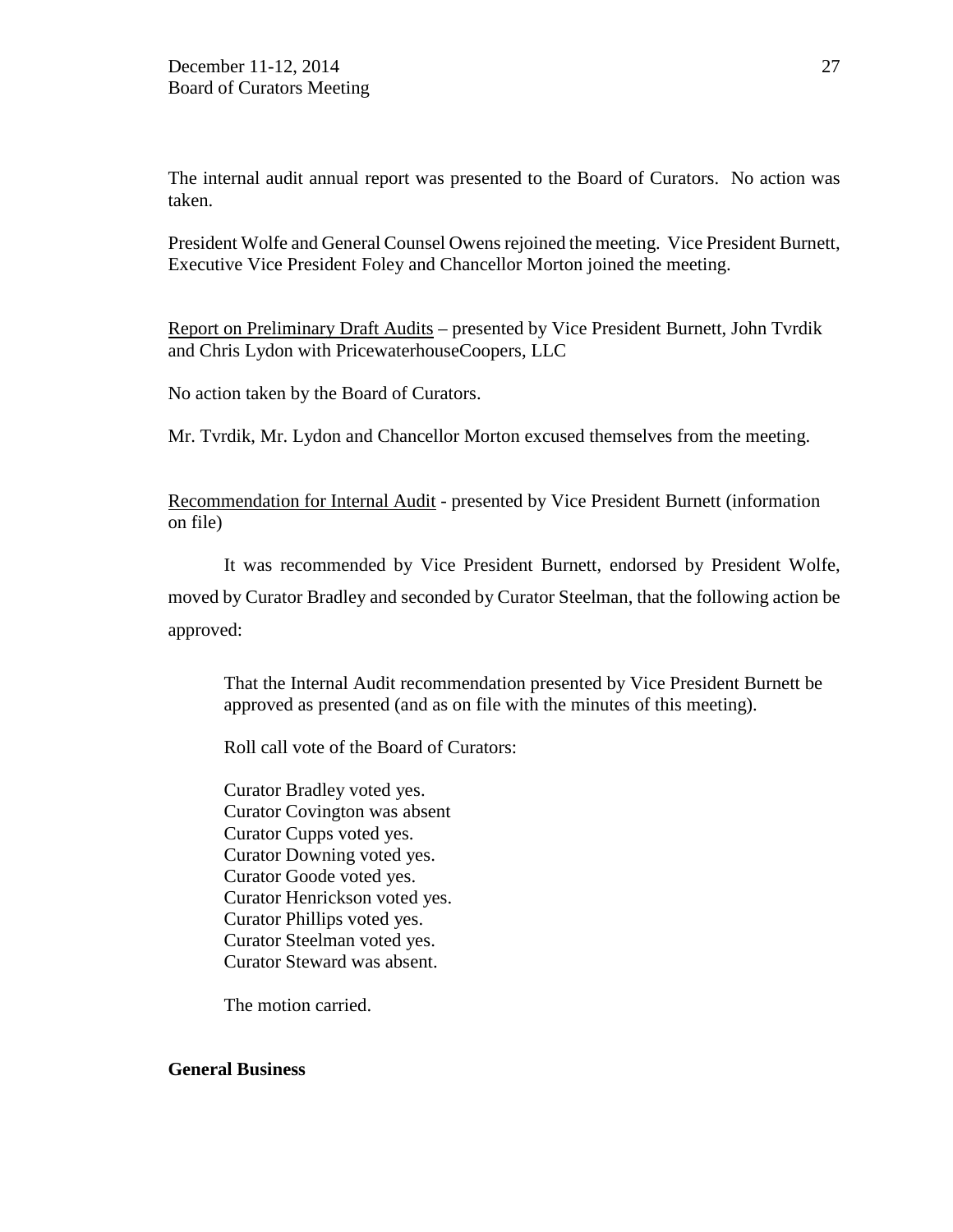The internal audit annual report was presented to the Board of Curators. No action was taken.

President Wolfe and General Counsel Owens rejoined the meeting. Vice President Burnett, Executive Vice President Foley and Chancellor Morton joined the meeting.

Report on Preliminary Draft Audits – presented by Vice President Burnett, John Tvrdik and Chris Lydon with PricewaterhouseCoopers, LLC

No action taken by the Board of Curators.

Mr. Tvrdik, Mr. Lydon and Chancellor Morton excused themselves from the meeting.

Recommendation for Internal Audit - presented by Vice President Burnett (information on file)

It was recommended by Vice President Burnett, endorsed by President Wolfe, moved by Curator Bradley and seconded by Curator Steelman, that the following action be approved:

> That the Internal Audit recommendation presented by Vice President Burnett be approved as presented (and as on file with the minutes of this meeting).
>
> Roll call vote of the Board of Curators:
>
> Curator Bradley voted yes.
> Curator Covington was absent
> Curator Cupps voted yes.
> Curator Downing voted yes.
> Curator Goode voted yes.
> Curator Henrickson voted yes.
> Curator Phillips voted yes.
> Curator Steelman voted yes.
> Curator Steward was absent.
>
> The motion carried.

**General Business**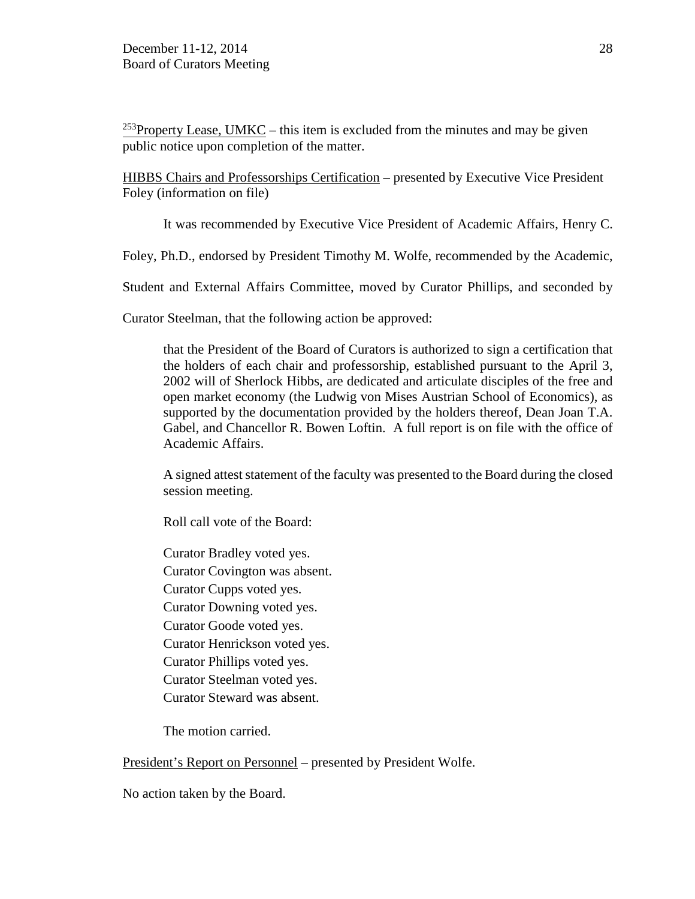[253]Property Lease, UMKC – this item is excluded from the minutes and may be given public notice upon completion of the matter.

HIBBS Chairs and Professorships Certification – presented by Executive Vice President Foley (information on file)

It was recommended by Executive Vice President of Academic Affairs, Henry C. Foley, Ph.D., endorsed by President Timothy M. Wolfe, recommended by the Academic, Student and External Affairs Committee, moved by Curator Phillips, and seconded by Curator Steelman, that the following action be approved:

> that the President of the Board of Curators is authorized to sign a certification that the holders of each chair and professorship, established pursuant to the April 3, 2002 will of Sherlock Hibbs, are dedicated and articulate disciples of the free and open market economy (the Ludwig von Mises Austrian School of Economics), as supported by the documentation provided by the holders thereof, Dean Joan T.A. Gabel, and Chancellor R. Bowen Loftin. A full report is on file with the office of Academic Affairs.
>
> A signed attest statement of the faculty was presented to the Board during the closed session meeting.
>
> Roll call vote of the Board:
>
> Curator Bradley voted yes.
> Curator Covington was absent.
> Curator Cupps voted yes.
> Curator Downing voted yes.
> Curator Goode voted yes.
> Curator Henrickson voted yes.
> Curator Phillips voted yes.
> Curator Steelman voted yes.
> Curator Steward was absent.
>
> The motion carried.

President's Report on Personnel – presented by President Wolfe.

No action taken by the Board.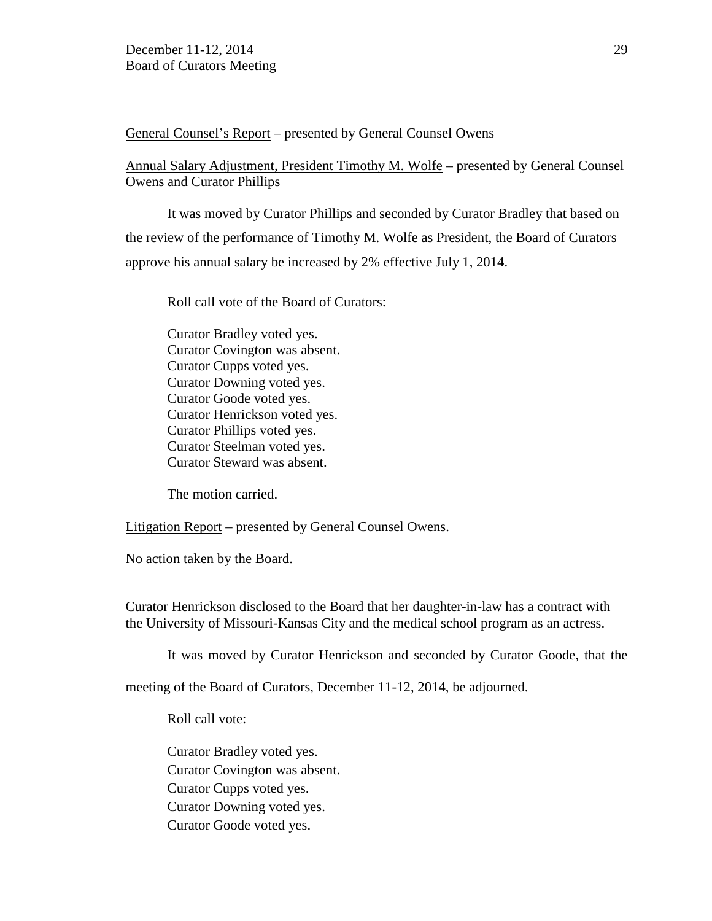General Counsel's Report – presented by General Counsel Owens

Annual Salary Adjustment, President Timothy M. Wolfe – presented by General Counsel Owens and Curator Phillips

It was moved by Curator Phillips and seconded by Curator Bradley that based on the review of the performance of Timothy M. Wolfe as President, the Board of Curators approve his annual salary be increased by 2% effective July 1, 2014.

Roll call vote of the Board of Curators:

Curator Bradley voted yes.
Curator Covington was absent.
Curator Cupps voted yes.
Curator Downing voted yes.
Curator Goode voted yes.
Curator Henrickson voted yes.
Curator Phillips voted yes.
Curator Steelman voted yes.
Curator Steward was absent.

The motion carried.

Litigation Report – presented by General Counsel Owens.

No action taken by the Board.

Curator Henrickson disclosed to the Board that her daughter-in-law has a contract with the University of Missouri-Kansas City and the medical school program as an actress.

It was moved by Curator Henrickson and seconded by Curator Goode, that the meeting of the Board of Curators, December 11-12, 2014, be adjourned.

Roll call vote:

Curator Bradley voted yes.
Curator Covington was absent.
Curator Cupps voted yes.
Curator Downing voted yes.
Curator Goode voted yes.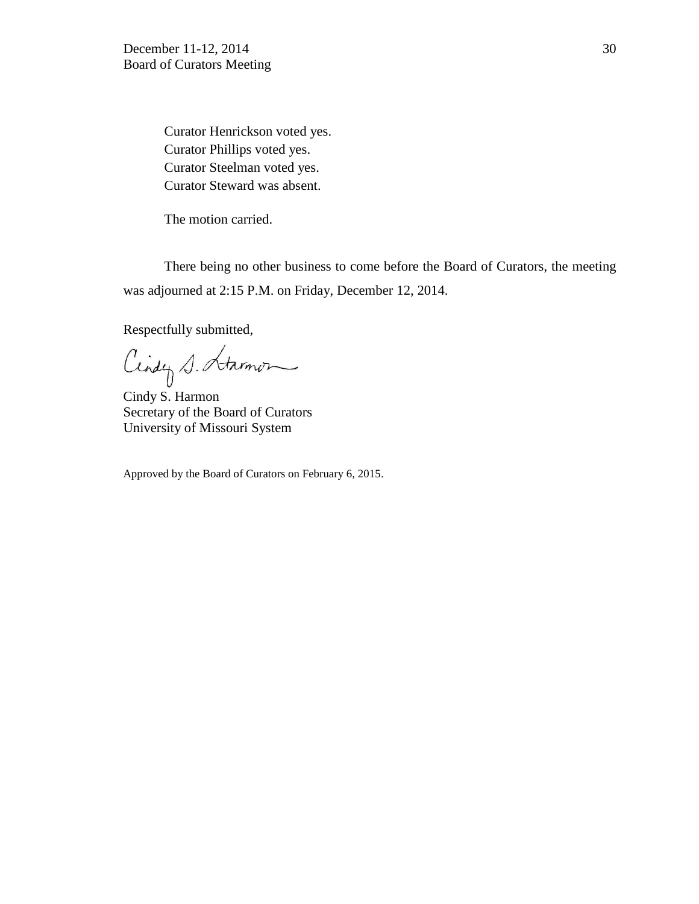Curator Henrickson voted yes.
Curator Phillips voted yes.
Curator Steelman voted yes.
Curator Steward was absent.

The motion carried.

There being no other business to come before the Board of Curators, the meeting was adjourned at 2:15 P.M. on Friday, December 12, 2014.

Respectfully submitted,

Cindy S. Harmon
Secretary of the Board of Curators
University of Missouri System

Approved by the Board of Curators on February 6, 2015.